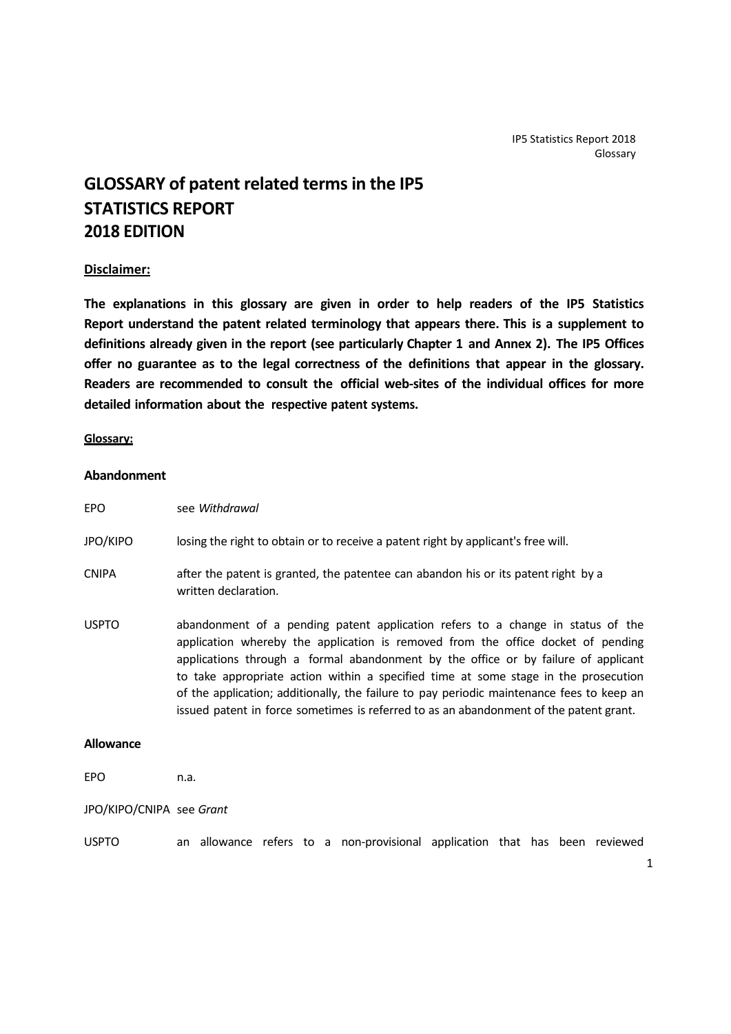# GLOSSARY of patent related terms in the IP5 STATISTICS REPORT 2018 EDITION

**Disclaimer:**

**The explanations in this glossary are given in order to help readers of the IP5 Statistics Report understand the patent related terminology that appears there. This is a supplement to definitions already given in the report (see particularly Chapter 1 and Annex 2). The IP5 Offices offer no guarantee as to the legal correctness of the definitions that appear in the glossary. Readers are recommended to consult the official web-sites of the individual offices for more detailed information about the respective patent systems.**

**Glossary:**

### Abandonment

EPO see *Withdrawal*

JPO/KIPO losing the right to obtain or to receive a patent right by applicant's free will.

CNIPA after the patent is granted, the patentee can abandon his or its patent right by a written declaration.

USPTO abandonment of a pending patent application refers to a change in status of the application whereby the application is removed from the office docket of pending applications through a formal abandonment by the office or by failure of applicant to take appropriate action within a specified time at some stage in the prosecution of the application; additionally, the failure to pay periodic maintenance fees to keep an issued patent in force sometimes is referred to as an abandonment of the patent grant.

### Allowance

EPO n.a.

JPO/KIPO/CNIPA see *Grant*

USPTO an allowance refers to a non-provisional application that has been reviewed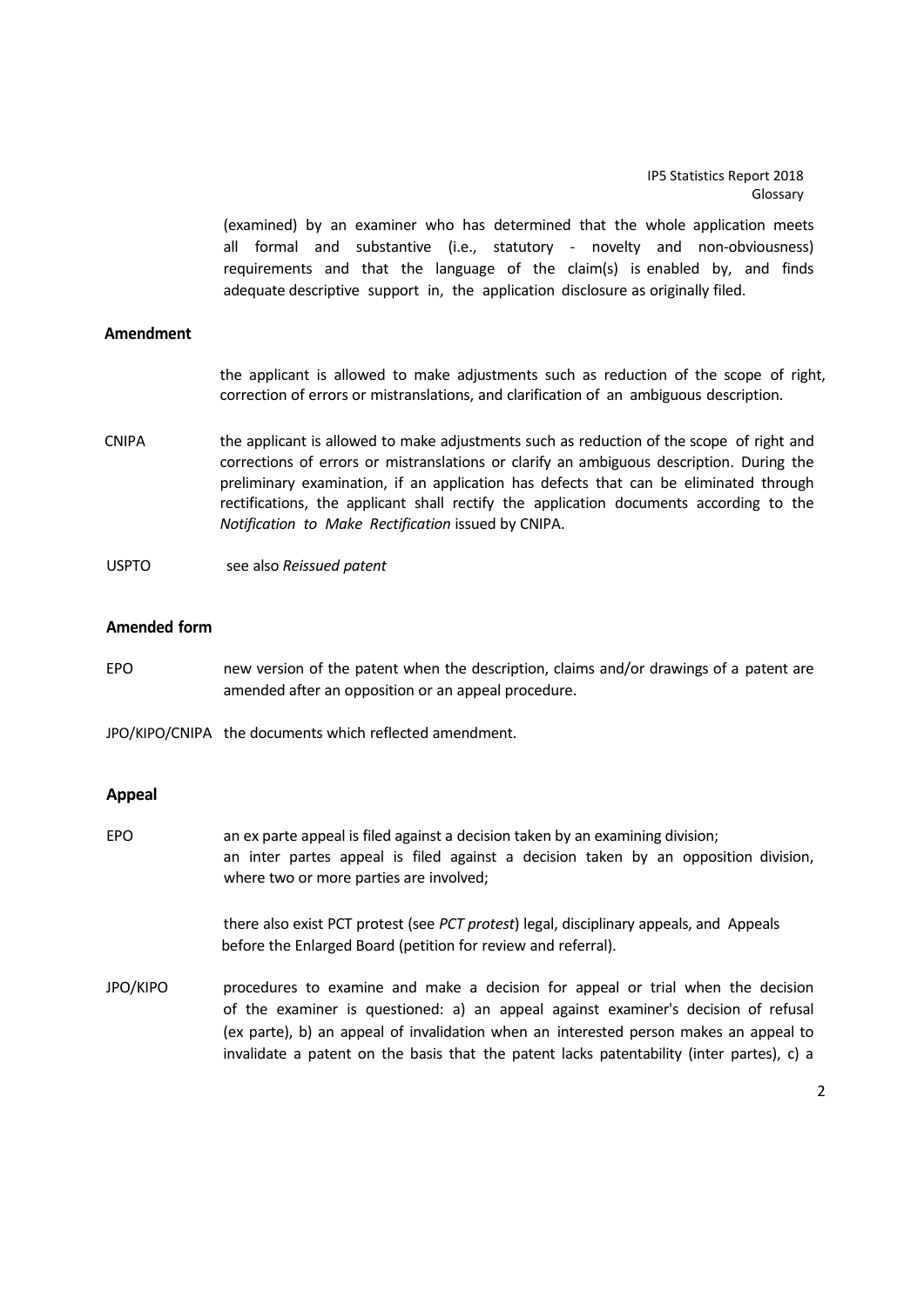(examined) by an examiner who has determined that the whole application meets all formal and substantive (i.e., statutory - novelty and non-obviousness) requirements and that the language of the claim(s) is enabled by, and finds adequate descriptive support in, the application disclosure as originally filed.

**Amendment**

the applicant is allowed to make adjustments such as reduction of the scope of right, correction of errors or mistranslations, and clarification of an ambiguous description.

CNIPA the applicant is allowed to make adjustments such as reduction of the scope of right and corrections of errors or mistranslations or clarify an ambiguous description. During the preliminary examination, if an application has defects that can be eliminated through rectifications, the applicant shall rectify the application documents according to the *Notification to Make Rectification* issued by CNIPA.

USPTO see also *Reissued patent*

**Amended form**

EPO new version of the patent when the description, claims and/or drawings of a patent are amended after an opposition or an appeal procedure.

JPO/KIPO/CNIPA the documents which reflected amendment.

**Appeal**

EPO an ex parte appeal is filed against a decision taken by an examining division; an inter partes appeal is filed against a decision taken by an opposition division, where two or more parties are involved;

there also exist PCT protest (see *PCT protest*) legal, disciplinary appeals, and Appeals before the Enlarged Board (petition for review and referral).

JPO/KIPO procedures to examine and make a decision for appeal or trial when the decision of the examiner is questioned: a) an appeal against examiner's decision of refusal (ex parte), b) an appeal of invalidation when an interested person makes an appeal to invalidate a patent on the basis that the patent lacks patentability (inter partes), c) a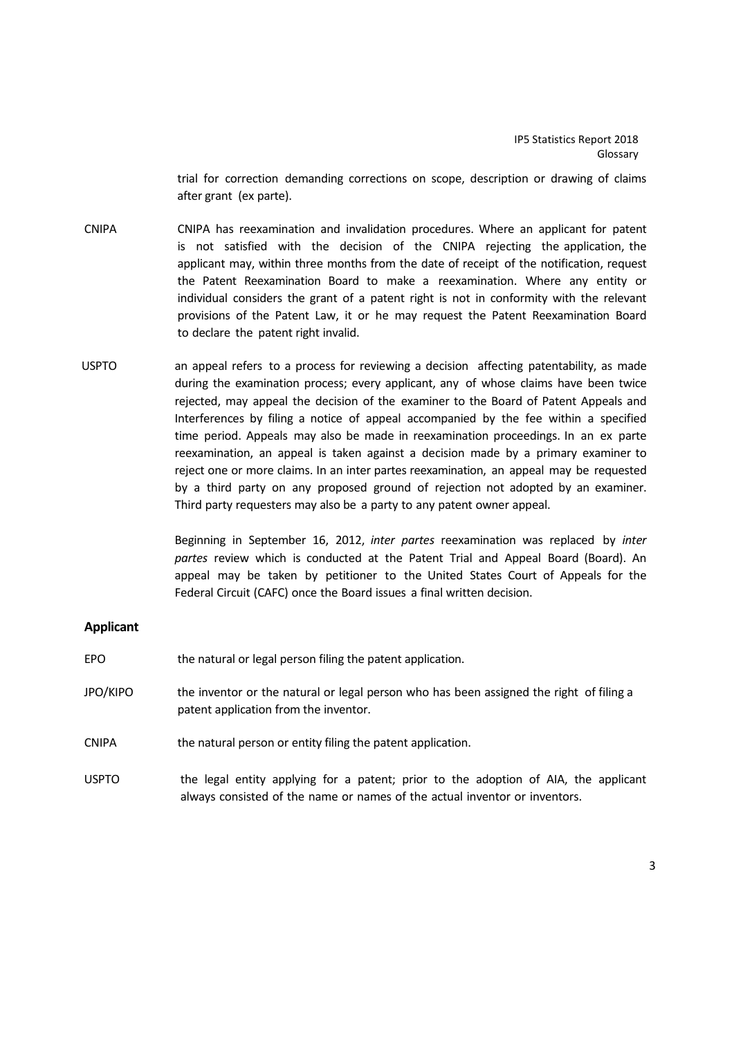trial for correction demanding corrections on scope, description or drawing of claims after grant (ex parte).

CNIPA CNIPA has reexamination and invalidation procedures. Where an applicant for patent is not satisfied with the decision of the CNIPA rejecting the application, the applicant may, within three months from the date of receipt of the notification, request the Patent Reexamination Board to make a reexamination. Where any entity or individual considers the grant of a patent right is not in conformity with the relevant provisions of the Patent Law, it or he may request the Patent Reexamination Board to declare the patent right invalid.

USPTO an appeal refers to a process for reviewing a decision affecting patentability, as made during the examination process; every applicant, any of whose claims have been twice rejected, may appeal the decision of the examiner to the Board of Patent Appeals and Interferences by filing a notice of appeal accompanied by the fee within a specified time period. Appeals may also be made in reexamination proceedings. In an ex parte reexamination, an appeal is taken against a decision made by a primary examiner to reject one or more claims. In an inter partes reexamination, an appeal may be requested by a third party on any proposed ground of rejection not adopted by an examiner. Third party requesters may also be a party to any patent owner appeal.

Beginning in September 16, 2012, *inter partes* reexamination was replaced by *inter partes* review which is conducted at the Patent Trial and Appeal Board (Board). An appeal may be taken by petitioner to the United States Court of Appeals for the Federal Circuit (CAFC) once the Board issues a final written decision.

**Applicant**

EPO the natural or legal person filing the patent application.

JPO/KIPO the inventor or the natural or legal person who has been assigned the right of filing a patent application from the inventor.

CNIPA the natural person or entity filing the patent application.

USPTO the legal entity applying for a patent; prior to the adoption of AIA, the applicant always consisted of the name or names of the actual inventor or inventors.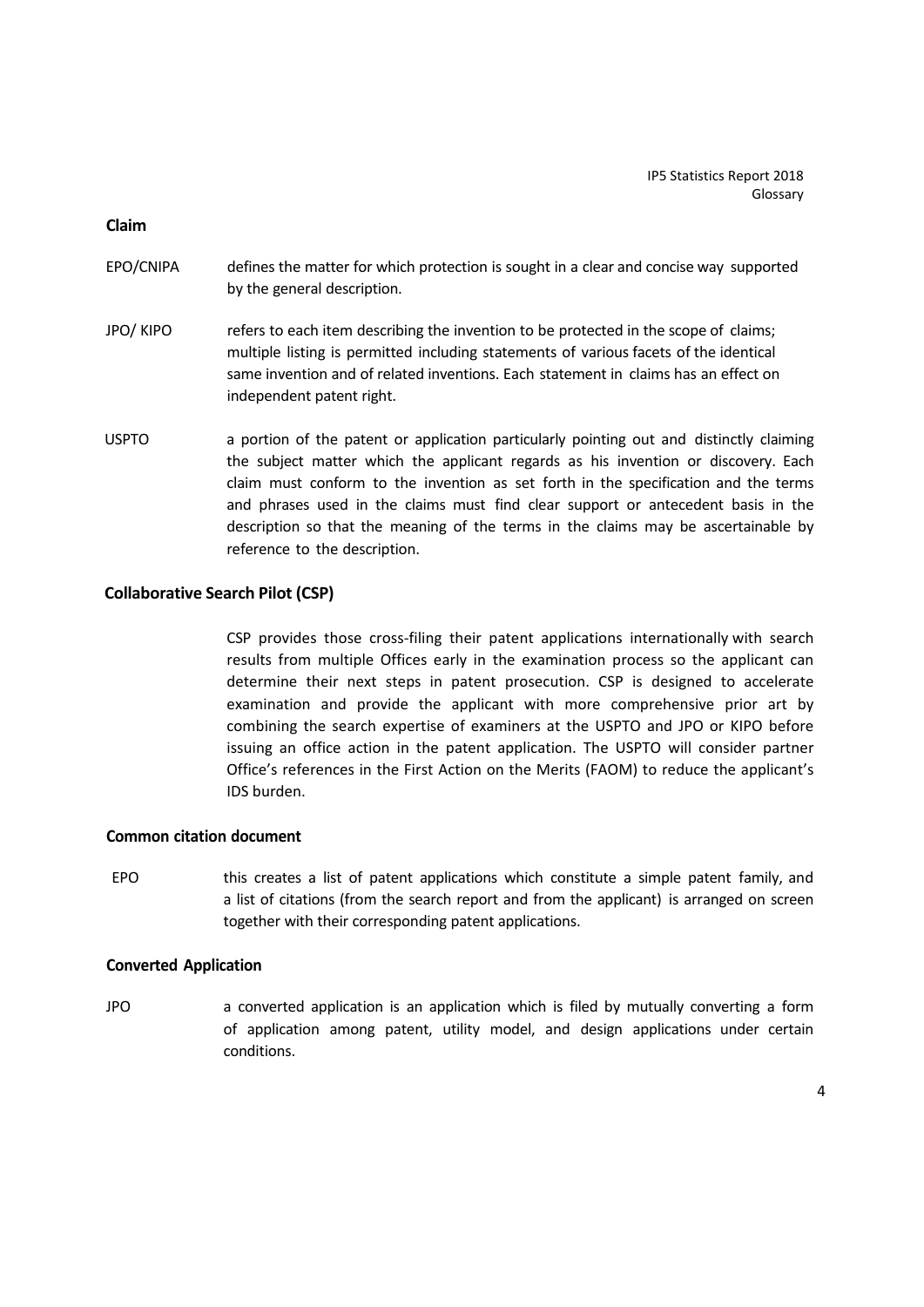**Claim**

EPO/CNIPA defines the matter for which protection is sought in a clear and concise way supported by the general description.

JPO/ KIPO refers to each item describing the invention to be protected in the scope of claims; multiple listing is permitted including statements of various facets of the identical same invention and of related inventions. Each statement in claims has an effect on independent patent right.

USPTO a portion of the patent or application particularly pointing out and distinctly claiming the subject matter which the applicant regards as his invention or discovery. Each claim must conform to the invention as set forth in the specification and the terms and phrases used in the claims must find clear support or antecedent basis in the description so that the meaning of the terms in the claims may be ascertainable by reference to the description.

**Collaborative Search Pilot (CSP)**

CSP provides those cross-filing their patent applications internationally with search results from multiple Offices early in the examination process so the applicant can determine their next steps in patent prosecution. CSP is designed to accelerate examination and provide the applicant with more comprehensive prior art by combining the search expertise of examiners at the USPTO and JPO or KIPO before issuing an office action in the patent application. The USPTO will consider partner Office's references in the First Action on the Merits (FAOM) to reduce the applicant's IDS burden.

**Common citation document**

EPO this creates a list of patent applications which constitute a simple patent family, and a list of citations (from the search report and from the applicant) is arranged on screen together with their corresponding patent applications.

**Converted Application**

JPO a converted application is an application which is filed by mutually converting a form of application among patent, utility model, and design applications under certain conditions.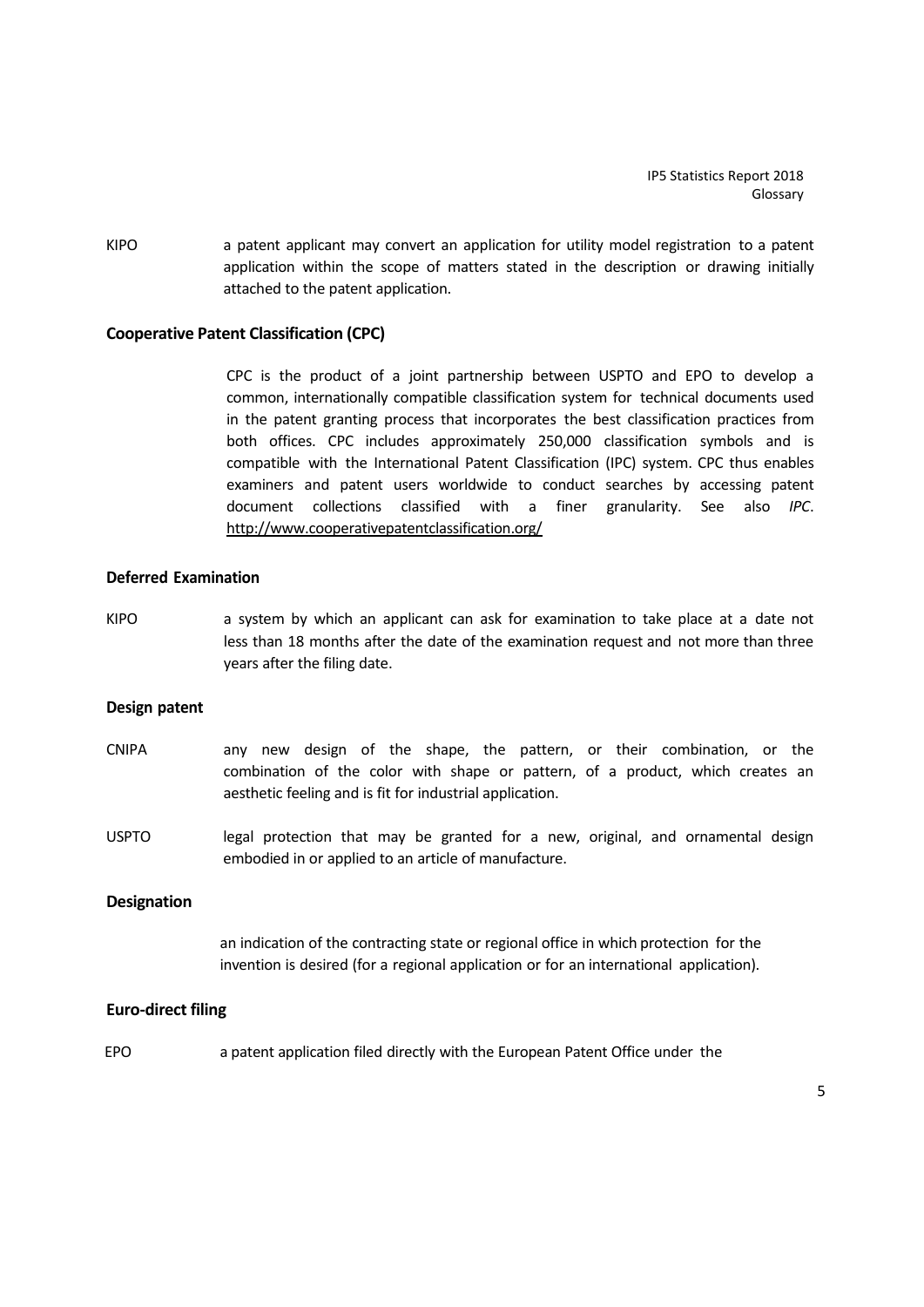KIPO a patent applicant may convert an application for utility model registration to a patent application within the scope of matters stated in the description or drawing initially attached to the patent application.

### Cooperative Patent Classification (CPC)

CPC is the product of a joint partnership between USPTO and EPO to develop a common, internationally compatible classification system for technical documents used in the patent granting process that incorporates the best classification practices from both offices. CPC includes approximately 250,000 classification symbols and is compatible with the International Patent Classification (IPC) system. CPC thus enables examiners and patent users worldwide to conduct searches by accessing patent document collections classified with a finer granularity. See also *IPC*. http://www.cooperativepatentclassification.org/

### Deferred Examination

KIPO a system by which an applicant can ask for examination to take place at a date not less than 18 months after the date of the examination request and not more than three years after the filing date.

### Design patent

CNIPA any new design of the shape, the pattern, or their combination, or the combination of the color with shape or pattern, of a product, which creates an aesthetic feeling and is fit for industrial application.

USPTO legal protection that may be granted for a new, original, and ornamental design embodied in or applied to an article of manufacture.

### Designation

an indication of the contracting state or regional office in which protection for the invention is desired (for a regional application or for an international application).

### Euro-direct filing

EPO a patent application filed directly with the European Patent Office under the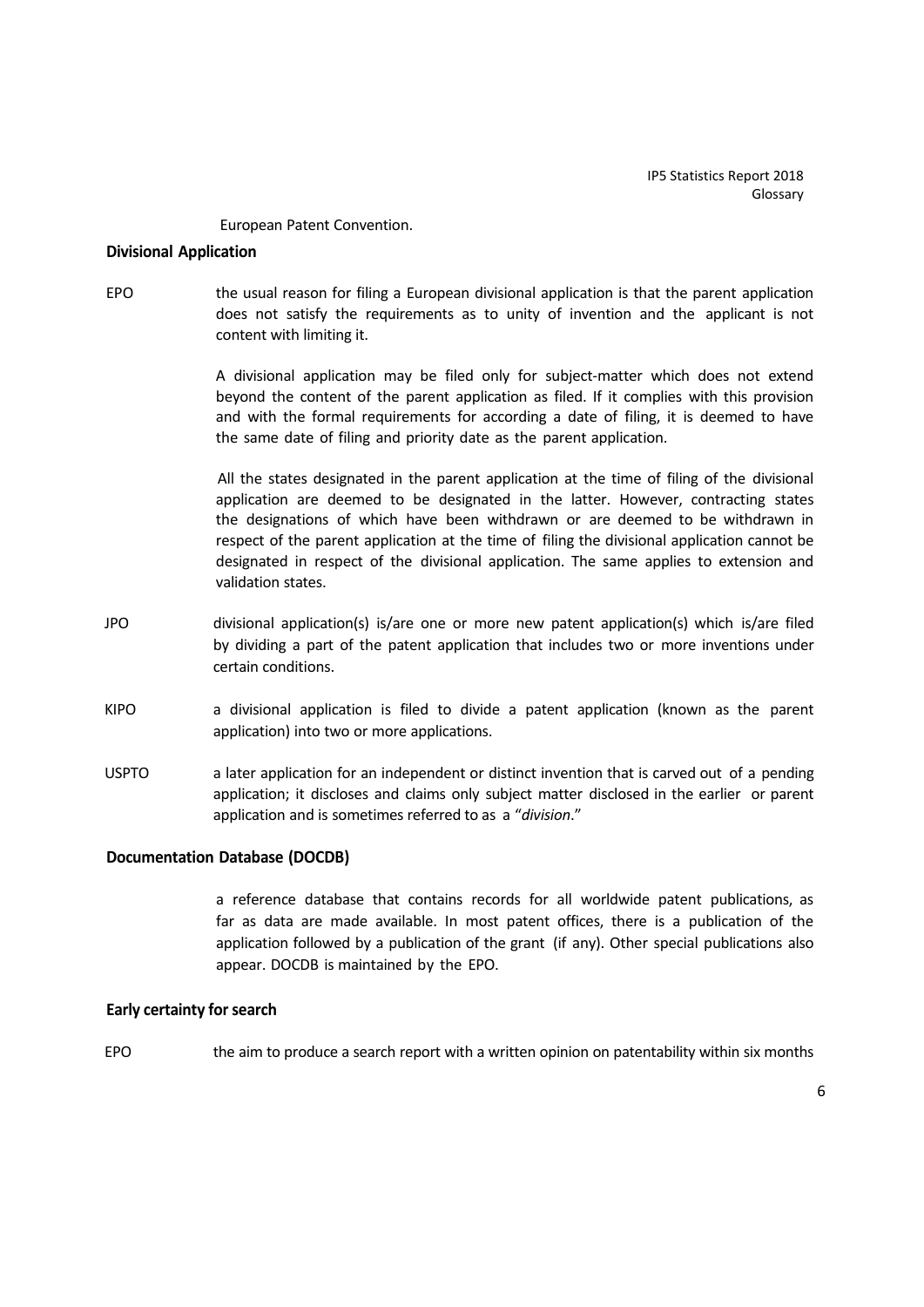European Patent Convention.

**Divisional Application**

EPO the usual reason for filing a European divisional application is that the parent application does not satisfy the requirements as to unity of invention and the applicant is not content with limiting it.

A divisional application may be filed only for subject-matter which does not extend beyond the content of the parent application as filed. If it complies with this provision and with the formal requirements for according a date of filing, it is deemed to have the same date of filing and priority date as the parent application.

All the states designated in the parent application at the time of filing of the divisional application are deemed to be designated in the latter. However, contracting states the designations of which have been withdrawn or are deemed to be withdrawn in respect of the parent application at the time of filing the divisional application cannot be designated in respect of the divisional application. The same applies to extension and validation states.

JPO divisional application(s) is/are one or more new patent application(s) which is/are filed by dividing a part of the patent application that includes two or more inventions under certain conditions.

KIPO a divisional application is filed to divide a patent application (known as the parent application) into two or more applications.

USPTO a later application for an independent or distinct invention that is carved out of a pending application; it discloses and claims only subject matter disclosed in the earlier or parent application and is sometimes referred to as a "*division*."

**Documentation Database (DOCDB)**

a reference database that contains records for all worldwide patent publications, as far as data are made available. In most patent offices, there is a publication of the application followed by a publication of the grant (if any). Other special publications also appear. DOCDB is maintained by the EPO.

**Early certainty for search**

EPO the aim to produce a search report with a written opinion on patentability within six months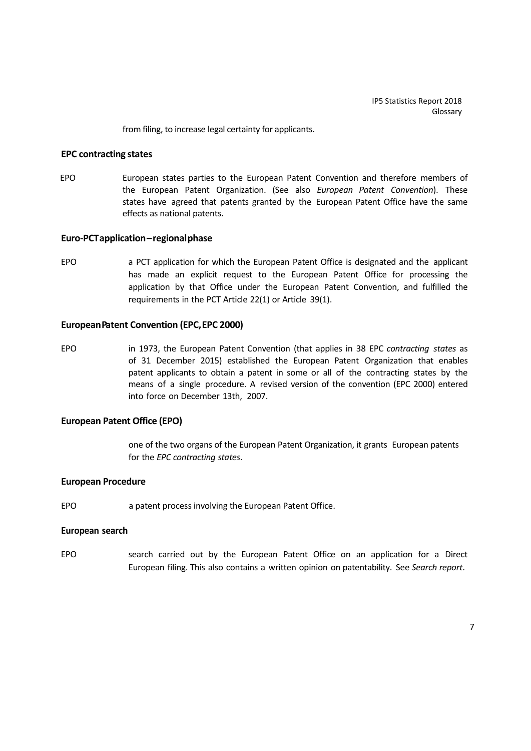from filing, to increase legal certainty for applicants.

**EPC contracting states**

EPO European states parties to the European Patent Convention and therefore members of the European Patent Organization. (See also *European Patent Convention*). These states have agreed that patents granted by the European Patent Office have the same effects as national patents.

**Euro-PCT application – regional phase**

EPO a PCT application for which the European Patent Office is designated and the applicant has made an explicit request to the European Patent Office for processing the application by that Office under the European Patent Convention, and fulfilled the requirements in the PCT Article 22(1) or Article 39(1).

**European Patent Convention (EPC, EPC 2000)**

EPO in 1973, the European Patent Convention (that applies in 38 EPC *contracting states* as of 31 December 2015) established the European Patent Organization that enables patent applicants to obtain a patent in some or all of the contracting states by the means of a single procedure. A revised version of the convention (EPC 2000) entered into force on December 13th, 2007.

**European Patent Office (EPO)**

one of the two organs of the European Patent Organization, it grants European patents for the *EPC contracting states*.

**European Procedure**

EPO a patent process involving the European Patent Office.

**European search**

EPO search carried out by the European Patent Office on an application for a Direct European filing. This also contains a written opinion on patentability. See *Search report*.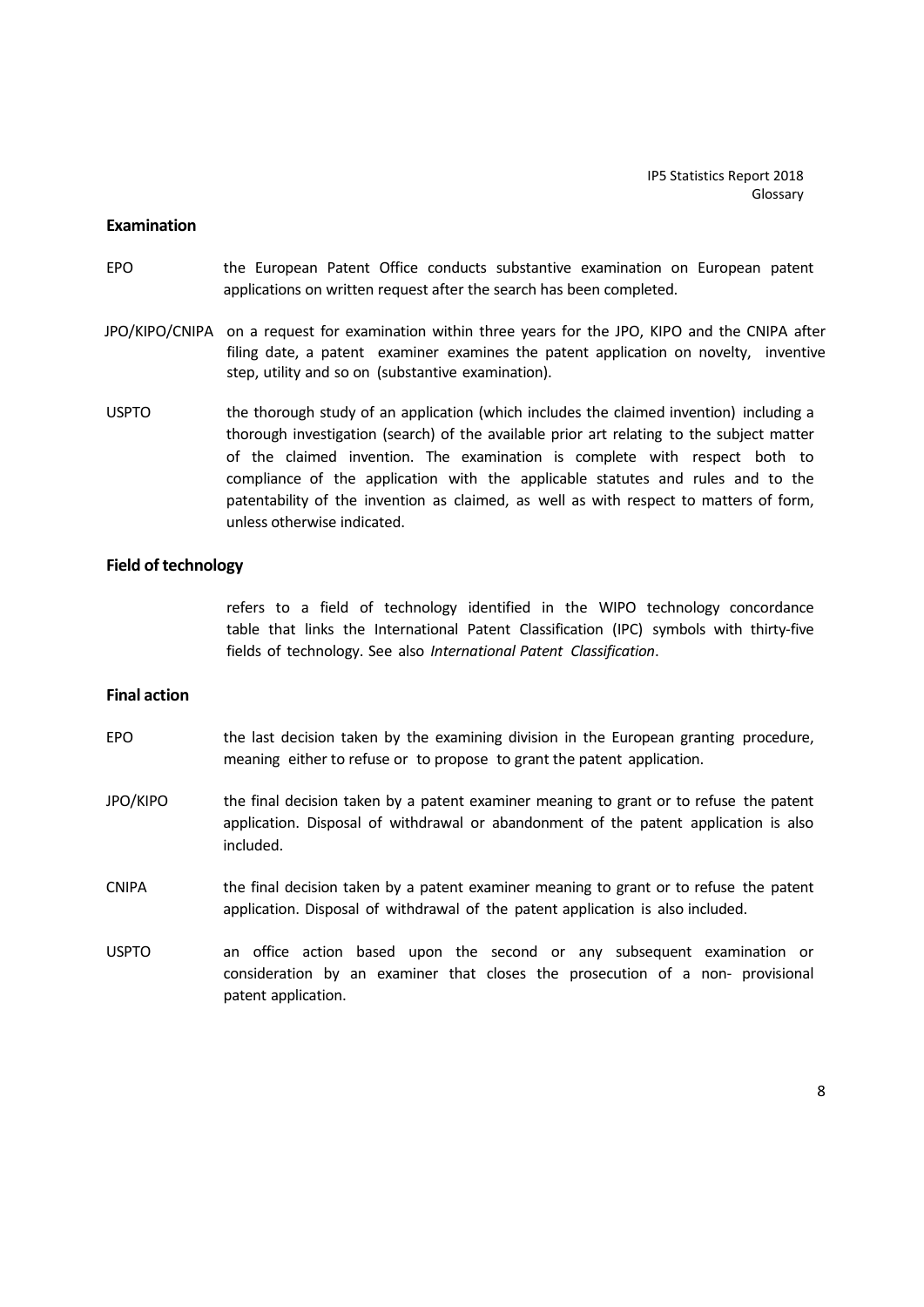### Examination

EPO the European Patent Office conducts substantive examination on European patent applications on written request after the search has been completed.

JPO/KIPO/CNIPA on a request for examination within three years for the JPO, KIPO and the CNIPA after filing date, a patent examiner examines the patent application on novelty, inventive step, utility and so on (substantive examination).

USPTO the thorough study of an application (which includes the claimed invention) including a thorough investigation (search) of the available prior art relating to the subject matter of the claimed invention. The examination is complete with respect both to compliance of the application with the applicable statutes and rules and to the patentability of the invention as claimed, as well as with respect to matters of form, unless otherwise indicated.

### Field of technology

refers to a field of technology identified in the WIPO technology concordance table that links the International Patent Classification (IPC) symbols with thirty-five fields of technology. See also *International Patent Classification*.

### Final action

EPO the last decision taken by the examining division in the European granting procedure, meaning either to refuse or to propose to grant the patent application.

JPO/KIPO the final decision taken by a patent examiner meaning to grant or to refuse the patent application. Disposal of withdrawal or abandonment of the patent application is also included.

CNIPA the final decision taken by a patent examiner meaning to grant or to refuse the patent application. Disposal of withdrawal of the patent application is also included.

USPTO an office action based upon the second or any subsequent examination or consideration by an examiner that closes the prosecution of a non- provisional patent application.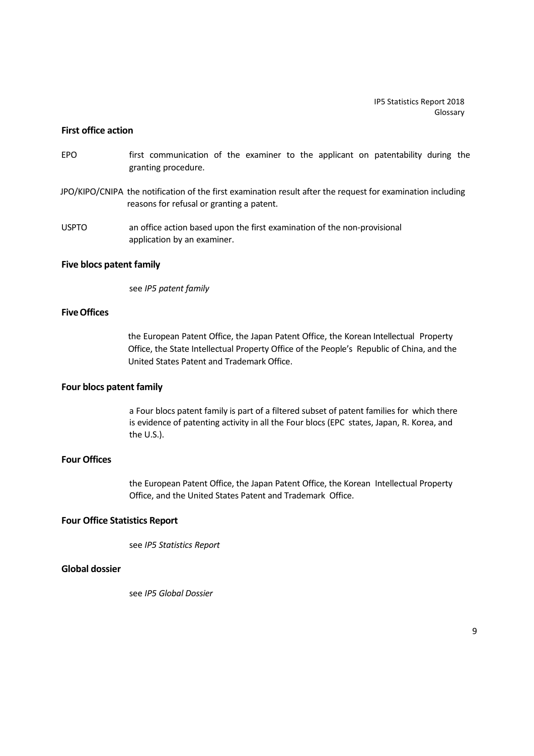**First office action**

EPO first communication of the examiner to the applicant on patentability during the granting procedure.

JPO/KIPO/CNIPA the notification of the first examination result after the request for examination including reasons for refusal or granting a patent.

USPTO an office action based upon the first examination of the non-provisional application by an examiner.

**Five blocs patent family**

see *IP5 patent family*

**Five Offices**

the European Patent Office, the Japan Patent Office, the Korean Intellectual Property Office, the State Intellectual Property Office of the People's Republic of China, and the United States Patent and Trademark Office.

**Four blocs patent family**

a Four blocs patent family is part of a filtered subset of patent families for which there is evidence of patenting activity in all the Four blocs (EPC states, Japan, R. Korea, and the U.S.).

**Four Offices**

the European Patent Office, the Japan Patent Office, the Korean Intellectual Property Office, and the United States Patent and Trademark Office.

**Four Office Statistics Report**

see *IP5 Statistics Report*

**Global dossier**

see *IP5 Global Dossier*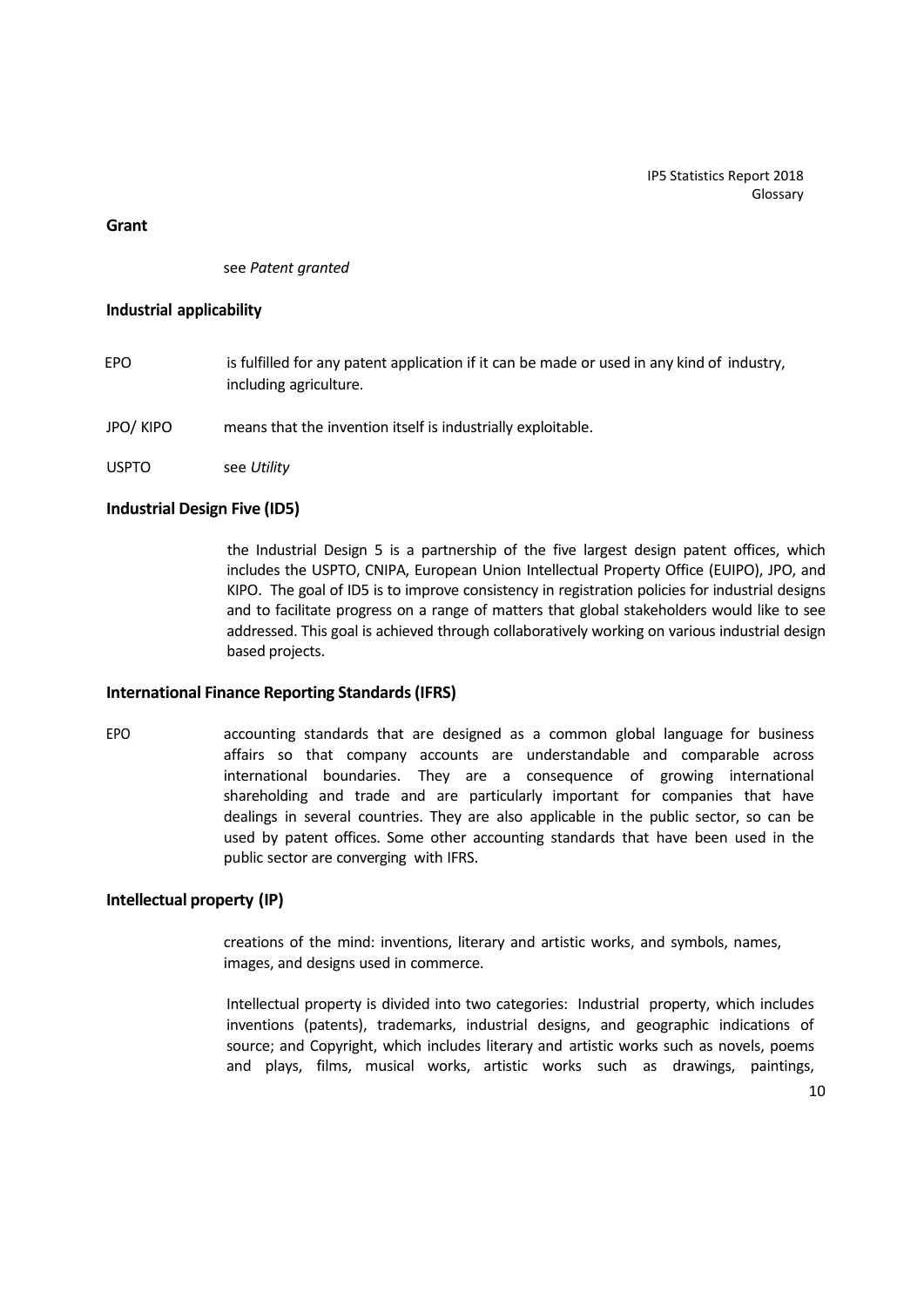**Grant**

see *Patent granted*

**Industrial applicability**

EPO is fulfilled for any patent application if it can be made or used in any kind of industry, including agriculture.

JPO/ KIPO means that the invention itself is industrially exploitable.

USPTO see *Utility*

**Industrial Design Five (ID5)**

the Industrial Design 5 is a partnership of the five largest design patent offices, which includes the USPTO, CNIPA, European Union Intellectual Property Office (EUIPO), JPO, and KIPO. The goal of ID5 is to improve consistency in registration policies for industrial designs and to facilitate progress on a range of matters that global stakeholders would like to see addressed. This goal is achieved through collaboratively working on various industrial design based projects.

**International Finance Reporting Standards (IFRS)**

EPO accounting standards that are designed as a common global language for business affairs so that company accounts are understandable and comparable across international boundaries. They are a consequence of growing international shareholding and trade and are particularly important for companies that have dealings in several countries. They are also applicable in the public sector, so can be used by patent offices. Some other accounting standards that have been used in the public sector are converging with IFRS.

**Intellectual property (IP)**

creations of the mind: inventions, literary and artistic works, and symbols, names, images, and designs used in commerce.

Intellectual property is divided into two categories: Industrial property, which includes inventions (patents), trademarks, industrial designs, and geographic indications of source; and Copyright, which includes literary and artistic works such as novels, poems and plays, films, musical works, artistic works such as drawings, paintings,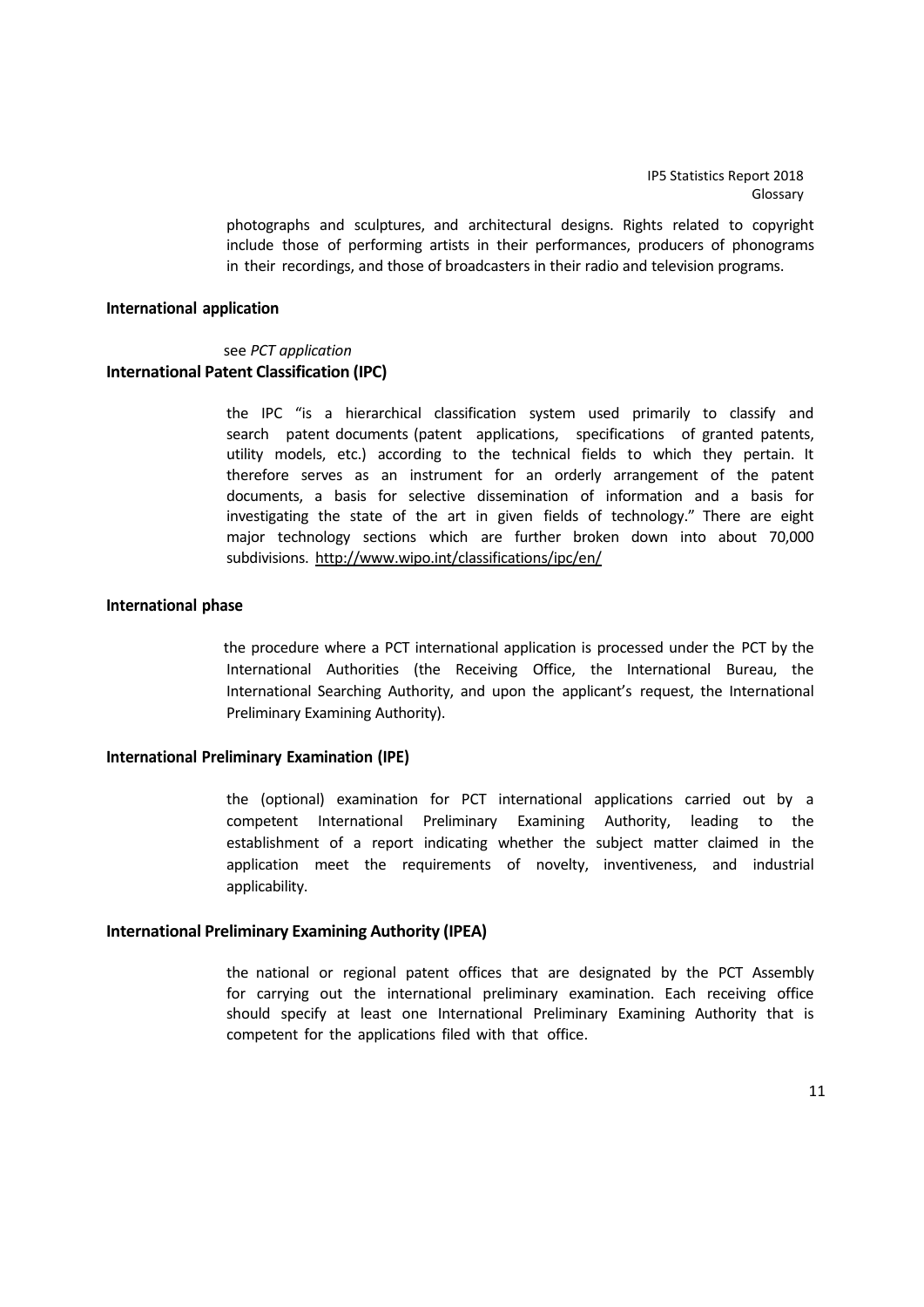photographs and sculptures, and architectural designs. Rights related to copyright include those of performing artists in their performances, producers of phonograms in their recordings, and those of broadcasters in their radio and television programs.

**International application**

see *PCT application*

**International Patent Classification (IPC)**

the IPC "is a hierarchical classification system used primarily to classify and search patent documents (patent applications, specifications of granted patents, utility models, etc.) according to the technical fields to which they pertain. It therefore serves as an instrument for an orderly arrangement of the patent documents, a basis for selective dissemination of information and a basis for investigating the state of the art in given fields of technology." There are eight major technology sections which are further broken down into about 70,000 subdivisions. http://www.wipo.int/classifications/ipc/en/

**International phase**

the procedure where a PCT international application is processed under the PCT by the International Authorities (the Receiving Office, the International Bureau, the International Searching Authority, and upon the applicant's request, the International Preliminary Examining Authority).

**International Preliminary Examination (IPE)**

the (optional) examination for PCT international applications carried out by a competent International Preliminary Examining Authority, leading to the establishment of a report indicating whether the subject matter claimed in the application meet the requirements of novelty, inventiveness, and industrial applicability.

**International Preliminary Examining Authority (IPEA)**

the national or regional patent offices that are designated by the PCT Assembly for carrying out the international preliminary examination. Each receiving office should specify at least one International Preliminary Examining Authority that is competent for the applications filed with that office.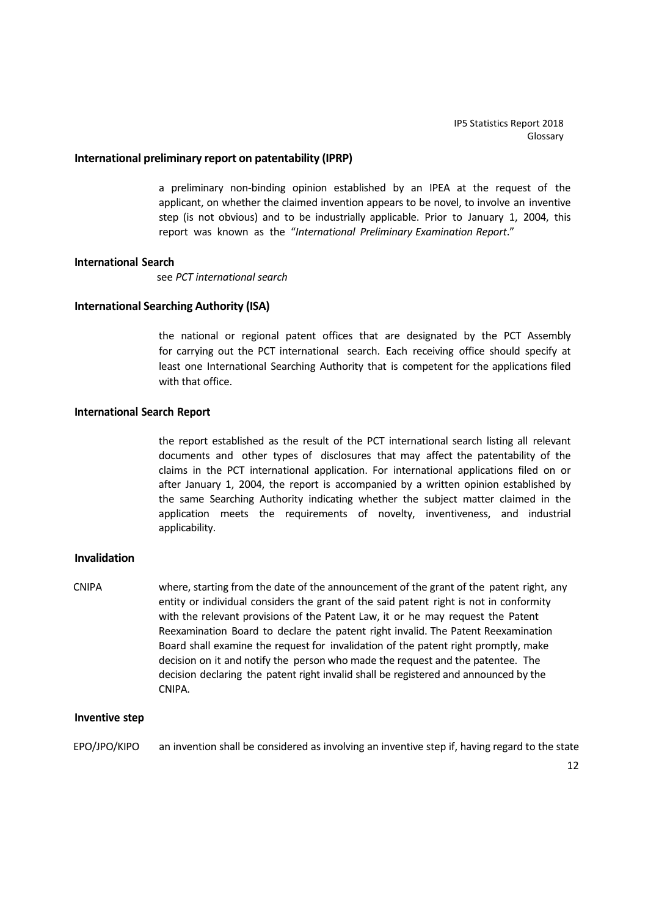### International preliminary report on patentability (IPRP)

a preliminary non-binding opinion established by an IPEA at the request of the applicant, on whether the claimed invention appears to be novel, to involve an inventive step (is not obvious) and to be industrially applicable. Prior to January 1, 2004, this report was known as the "*International Preliminary Examination Report*."

### International Search

see *PCT international search*

### International Searching Authority (ISA)

the national or regional patent offices that are designated by the PCT Assembly for carrying out the PCT international search. Each receiving office should specify at least one International Searching Authority that is competent for the applications filed with that office.

### International Search Report

the report established as the result of the PCT international search listing all relevant documents and other types of disclosures that may affect the patentability of the claims in the PCT international application. For international applications filed on or after January 1, 2004, the report is accompanied by a written opinion established by the same Searching Authority indicating whether the subject matter claimed in the application meets the requirements of novelty, inventiveness, and industrial applicability.

### Invalidation

CNIPA where, starting from the date of the announcement of the grant of the patent right, any entity or individual considers the grant of the said patent right is not in conformity with the relevant provisions of the Patent Law, it or he may request the Patent Reexamination Board to declare the patent right invalid. The Patent Reexamination Board shall examine the request for invalidation of the patent right promptly, make decision on it and notify the person who made the request and the patentee. The decision declaring the patent right invalid shall be registered and announced by the CNIPA.

### Inventive step

EPO/JPO/KIPO an invention shall be considered as involving an inventive step if, having regard to the state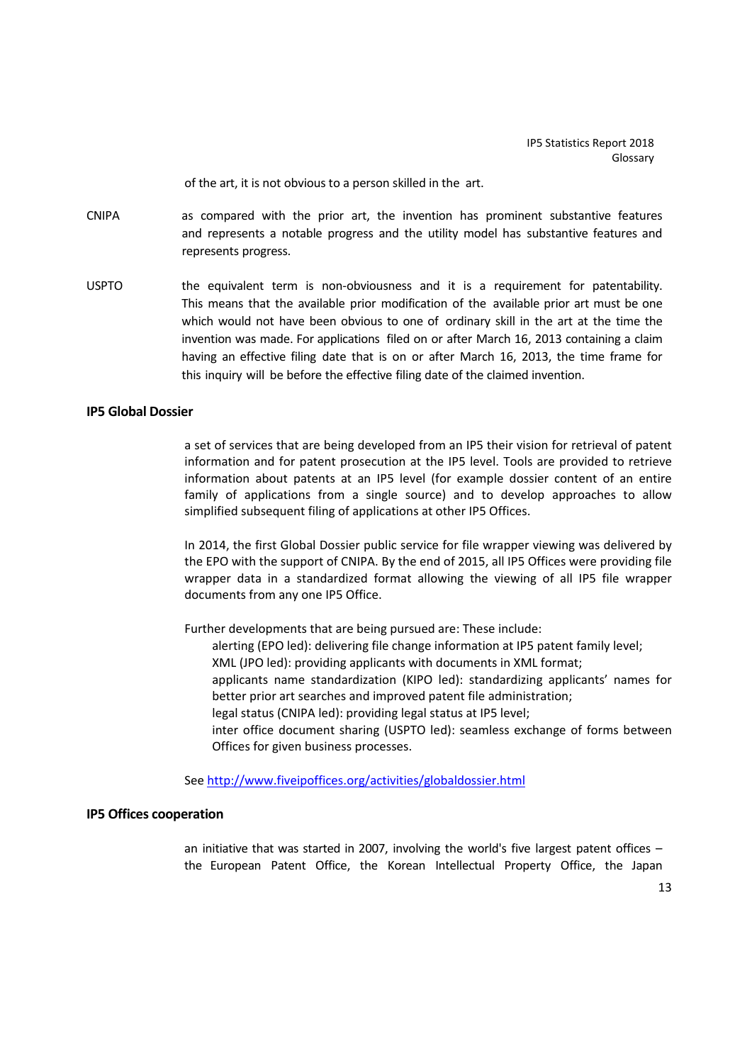of the art, it is not obvious to a person skilled in the art.

CNIPA as compared with the prior art, the invention has prominent substantive features and represents a notable progress and the utility model has substantive features and represents progress.

USPTO the equivalent term is non-obviousness and it is a requirement for patentability. This means that the available prior modification of the available prior art must be one which would not have been obvious to one of ordinary skill in the art at the time the invention was made. For applications filed on or after March 16, 2013 containing a claim having an effective filing date that is on or after March 16, 2013, the time frame for this inquiry will be before the effective filing date of the claimed invention.

**IP5 Global Dossier**

a set of services that are being developed from an IP5 their vision for retrieval of patent information and for patent prosecution at the IP5 level. Tools are provided to retrieve information about patents at an IP5 level (for example dossier content of an entire family of applications from a single source) and to develop approaches to allow simplified subsequent filing of applications at other IP5 Offices.

In 2014, the first Global Dossier public service for file wrapper viewing was delivered by the EPO with the support of CNIPA. By the end of 2015, all IP5 Offices were providing file wrapper data in a standardized format allowing the viewing of all IP5 file wrapper documents from any one IP5 Office.

Further developments that are being pursued are: These include:

- alerting (EPO led): delivering file change information at IP5 patent family level;
- XML (JPO led): providing applicants with documents in XML format;
- applicants name standardization (KIPO led): standardizing applicants' names for better prior art searches and improved patent file administration;
- legal status (CNIPA led): providing legal status at IP5 level;
- inter office document sharing (USPTO led): seamless exchange of forms between Offices for given business processes.

See [http://www.fiveipoffices.org/activities/globaldossier.html](http://www.fiveipoffices.org/activities/globaldossier.html)

**IP5 Offices cooperation**

an initiative that was started in 2007, involving the world's five largest patent offices – the European Patent Office, the Korean Intellectual Property Office, the Japan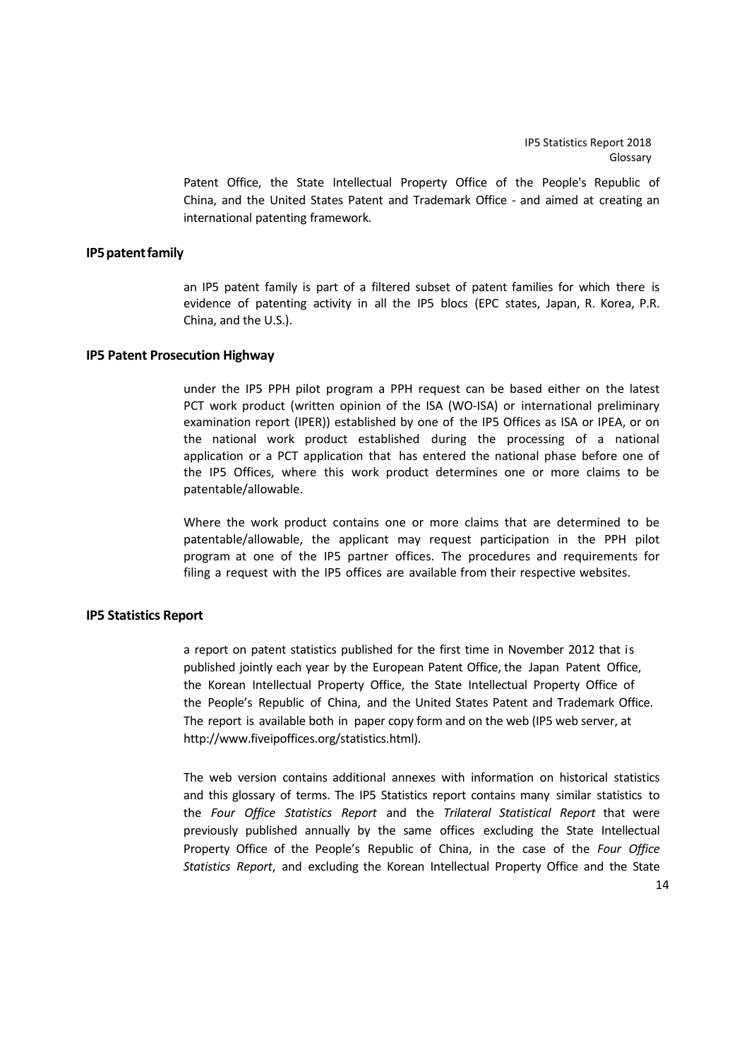Patent Office, the State Intellectual Property Office of the People's Republic of China, and the United States Patent and Trademark Office - and aimed at creating an international patenting framework.

### IP5 patent family

an IP5 patent family is part of a filtered subset of patent families for which there is evidence of patenting activity in all the IP5 blocs (EPC states, Japan, R. Korea, P.R. China, and the U.S.).

### IP5 Patent Prosecution Highway

under the IP5 PPH pilot program a PPH request can be based either on the latest PCT work product (written opinion of the ISA (WO-ISA) or international preliminary examination report (IPER)) established by one of the IP5 Offices as ISA or IPEA, or on the national work product established during the processing of a national application or a PCT application that has entered the national phase before one of the IP5 Offices, where this work product determines one or more claims to be patentable/allowable.

Where the work product contains one or more claims that are determined to be patentable/allowable, the applicant may request participation in the PPH pilot program at one of the IP5 partner offices. The procedures and requirements for filing a request with the IP5 offices are available from their respective websites.

### IP5 Statistics Report

a report on patent statistics published for the first time in November 2012 that is published jointly each year by the European Patent Office, the Japan Patent Office, the Korean Intellectual Property Office, the State Intellectual Property Office of the People's Republic of China, and the United States Patent and Trademark Office. The report is available both in paper copy form and on the web (IP5 web server, at http://www.fiveipoffices.org/statistics.html).

The web version contains additional annexes with information on historical statistics and this glossary of terms. The IP5 Statistics report contains many similar statistics to the *Four Office Statistics Report* and the *Trilateral Statistical Report* that were previously published annually by the same offices excluding the State Intellectual Property Office of the People's Republic of China, in the case of the *Four Office Statistics Report*, and excluding the Korean Intellectual Property Office and the State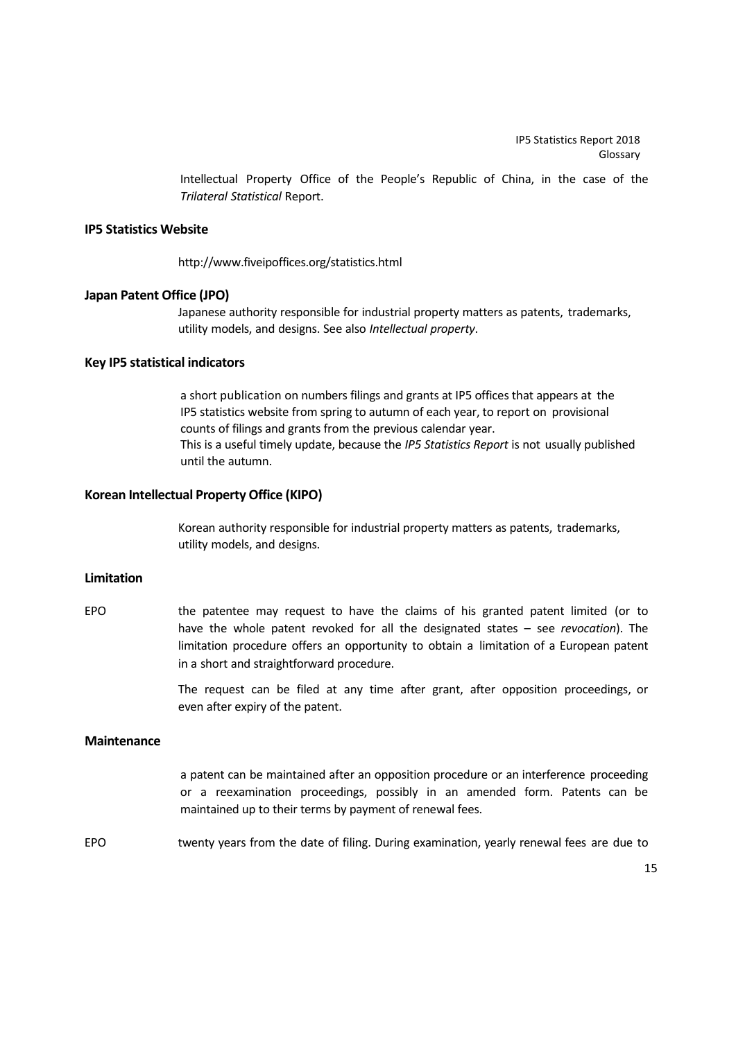Intellectual Property Office of the People's Republic of China, in the case of the *Trilateral Statistical* Report.

**IP5 Statistics Website**

http://www.fiveipoffices.org/statistics.html

**Japan Patent Office (JPO)**

Japanese authority responsible for industrial property matters as patents, trademarks, utility models, and designs. See also *Intellectual property*.

**Key IP5 statistical indicators**

a short publication on numbers filings and grants at IP5 offices that appears at the IP5 statistics website from spring to autumn of each year, to report on provisional counts of filings and grants from the previous calendar year.
This is a useful timely update, because the *IP5 Statistics Report* is not usually published until the autumn.

**Korean Intellectual Property Office (KIPO)**

Korean authority responsible for industrial property matters as patents, trademarks, utility models, and designs.

**Limitation**

EPO the patentee may request to have the claims of his granted patent limited (or to have the whole patent revoked for all the designated states – see *revocation*). The limitation procedure offers an opportunity to obtain a limitation of a European patent in a short and straightforward procedure.

The request can be filed at any time after grant, after opposition proceedings, or even after expiry of the patent.

**Maintenance**

a patent can be maintained after an opposition procedure or an interference proceeding or a reexamination proceedings, possibly in an amended form. Patents can be maintained up to their terms by payment of renewal fees.

EPO twenty years from the date of filing. During examination, yearly renewal fees are due to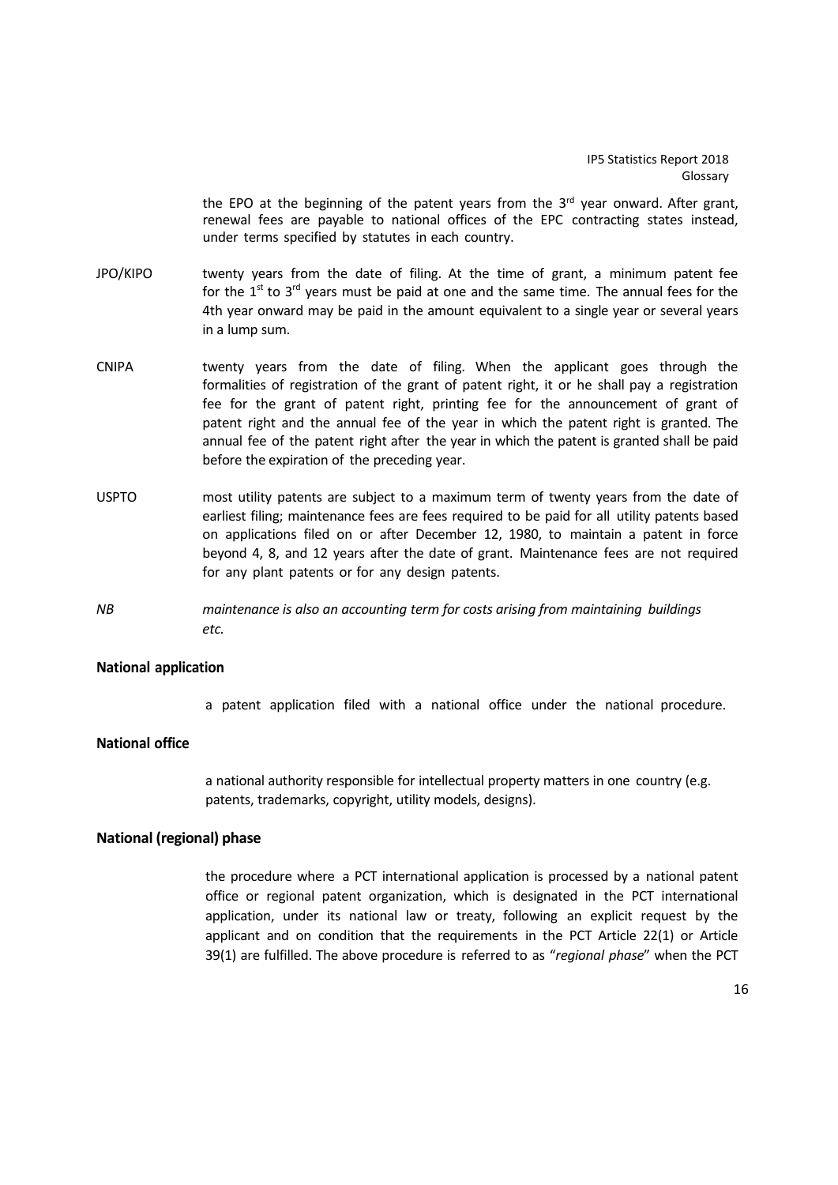the EPO at the beginning of the patent years from the 3rd year onward. After grant, renewal fees are payable to national offices of the EPC contracting states instead, under terms specified by statutes in each country.

JPO/KIPO twenty years from the date of filing. At the time of grant, a minimum patent fee for the 1st to 3rd years must be paid at one and the same time. The annual fees for the 4th year onward may be paid in the amount equivalent to a single year or several years in a lump sum.

CNIPA twenty years from the date of filing. When the applicant goes through the formalities of registration of the grant of patent right, it or he shall pay a registration fee for the grant of patent right, printing fee for the announcement of grant of patent right and the annual fee of the year in which the patent right is granted. The annual fee of the patent right after the year in which the patent is granted shall be paid before the expiration of the preceding year.

USPTO most utility patents are subject to a maximum term of twenty years from the date of earliest filing; maintenance fees are fees required to be paid for all utility patents based on applications filed on or after December 12, 1980, to maintain a patent in force beyond 4, 8, and 12 years after the date of grant. Maintenance fees are not required for any plant patents or for any design patents.

*NB maintenance is also an accounting term for costs arising from maintaining buildings etc.*

**National application**

a patent application filed with a national office under the national procedure.

**National office**

a national authority responsible for intellectual property matters in one country (e.g. patents, trademarks, copyright, utility models, designs).

**National (regional) phase**

the procedure where a PCT international application is processed by a national patent office or regional patent organization, which is designated in the PCT international application, under its national law or treaty, following an explicit request by the applicant and on condition that the requirements in the PCT Article 22(1) or Article 39(1) are fulfilled. The above procedure is referred to as "*regional phase*" when the PCT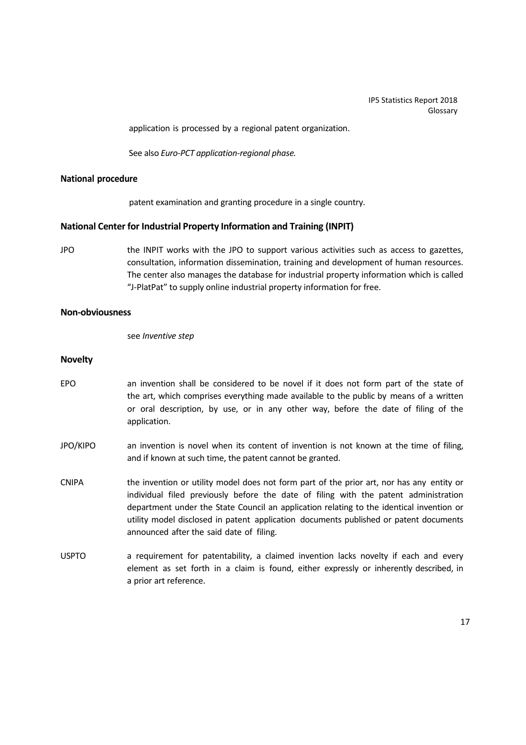application is processed by a regional patent organization.

See also *Euro-PCT application-regional phase.*

**National procedure**

patent examination and granting procedure in a single country.

**National Center for Industrial Property Information and Training (INPIT)**

JPO

the INPIT works with the JPO to support various activities such as access to gazettes, consultation, information dissemination, training and development of human resources. The center also manages the database for industrial property information which is called "J-PlatPat" to supply online industrial property information for free.

**Non-obviousness**

see *Inventive step*

**Novelty**

EPO

an invention shall be considered to be novel if it does not form part of the state of the art, which comprises everything made available to the public by means of a written or oral description, by use, or in any other way, before the date of filing of the application.

JPO/KIPO

an invention is novel when its content of invention is not known at the time of filing, and if known at such time, the patent cannot be granted.

CNIPA

the invention or utility model does not form part of the prior art, nor has any entity or individual filed previously before the date of filing with the patent administration department under the State Council an application relating to the identical invention or utility model disclosed in patent application documents published or patent documents announced after the said date of filing.

USPTO

a requirement for patentability, a claimed invention lacks novelty if each and every element as set forth in a claim is found, either expressly or inherently described, in a prior art reference.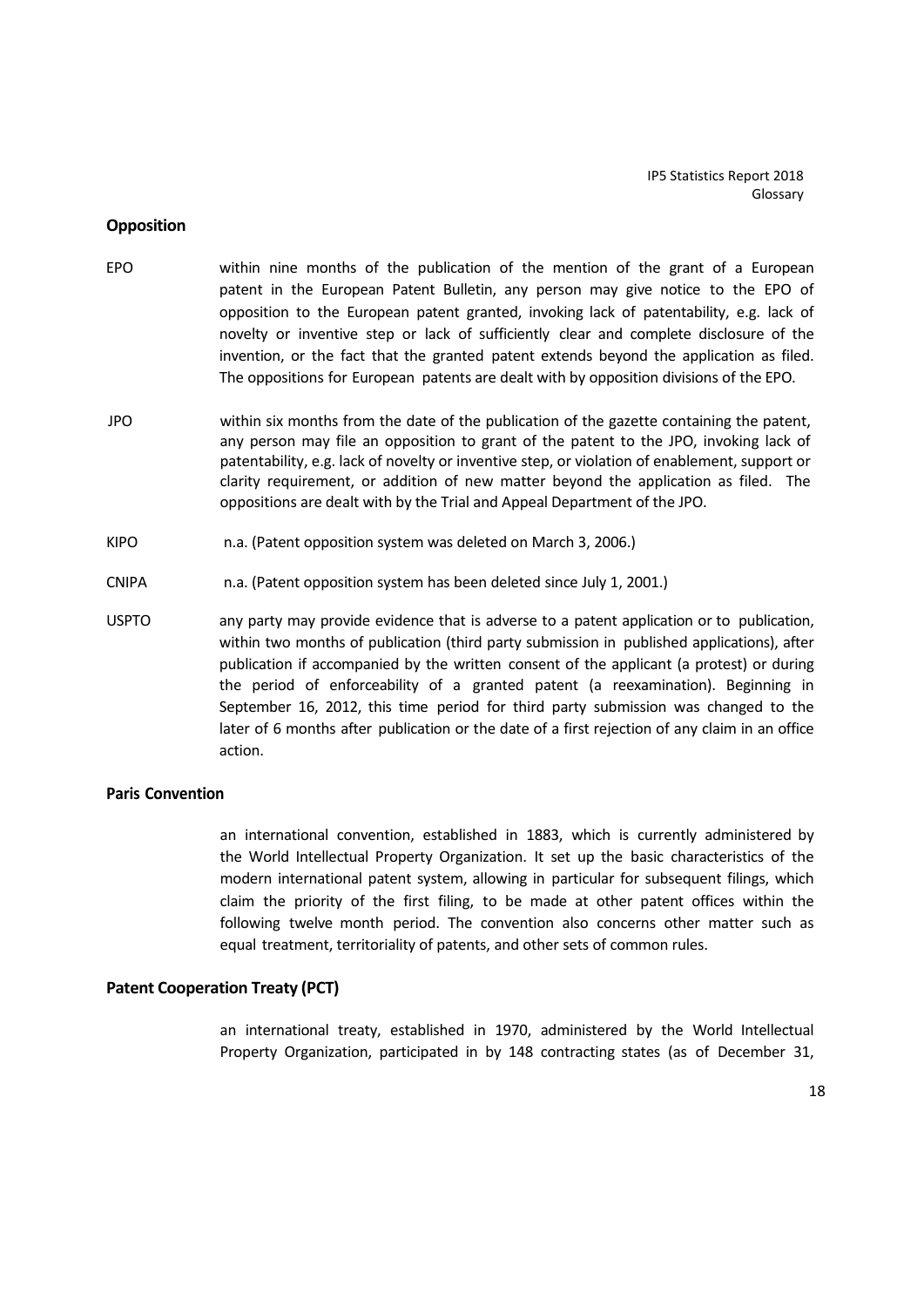## Opposition

**EPO** within nine months of the publication of the mention of the grant of a European patent in the European Patent Bulletin, any person may give notice to the EPO of opposition to the European patent granted, invoking lack of patentability, e.g. lack of novelty or inventive step or lack of sufficiently clear and complete disclosure of the invention, or the fact that the granted patent extends beyond the application as filed. The oppositions for European patents are dealt with by opposition divisions of the EPO.

**JPO** within six months from the date of the publication of the gazette containing the patent, any person may file an opposition to grant of the patent to the JPO, invoking lack of patentability, e.g. lack of novelty or inventive step, or violation of enablement, support or clarity requirement, or addition of new matter beyond the application as filed. The oppositions are dealt with by the Trial and Appeal Department of the JPO.

**KIPO** n.a. (Patent opposition system was deleted on March 3, 2006.)

**CNIPA** n.a. (Patent opposition system has been deleted since July 1, 2001.)

**USPTO** any party may provide evidence that is adverse to a patent application or to publication, within two months of publication (third party submission in published applications), after publication if accompanied by the written consent of the applicant (a protest) or during the period of enforceability of a granted patent (a reexamination). Beginning in September 16, 2012, this time period for third party submission was changed to the later of 6 months after publication or the date of a first rejection of any claim in an office action.

## Paris Convention

an international convention, established in 1883, which is currently administered by the World Intellectual Property Organization. It set up the basic characteristics of the modern international patent system, allowing in particular for subsequent filings, which claim the priority of the first filing, to be made at other patent offices within the following twelve month period. The convention also concerns other matter such as equal treatment, territoriality of patents, and other sets of common rules.

## Patent Cooperation Treaty (PCT)

an international treaty, established in 1970, administered by the World Intellectual Property Organization, participated in by 148 contracting states (as of December 31,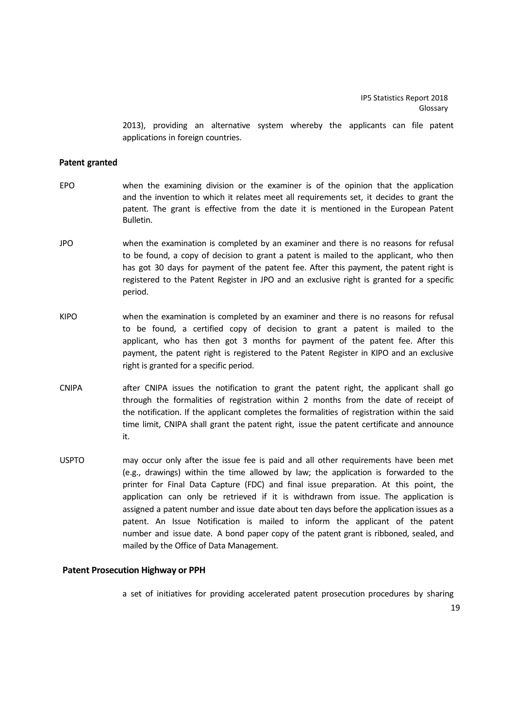2013), providing an alternative system whereby the applicants can file patent applications in foreign countries.

**Patent granted**

EPO — when the examining division or the examiner is of the opinion that the application and the invention to which it relates meet all requirements set, it decides to grant the patent. The grant is effective from the date it is mentioned in the European Patent Bulletin.

JPO — when the examination is completed by an examiner and there is no reasons for refusal to be found, a copy of decision to grant a patent is mailed to the applicant, who then has got 30 days for payment of the patent fee. After this payment, the patent right is registered to the Patent Register in JPO and an exclusive right is granted for a specific period.

KIPO — when the examination is completed by an examiner and there is no reasons for refusal to be found, a certified copy of decision to grant a patent is mailed to the applicant, who has then got 3 months for payment of the patent fee. After this payment, the patent right is registered to the Patent Register in KIPO and an exclusive right is granted for a specific period.

CNIPA — after CNIPA issues the notification to grant the patent right, the applicant shall go through the formalities of registration within 2 months from the date of receipt of the notification. If the applicant completes the formalities of registration within the said time limit, CNIPA shall grant the patent right, issue the patent certificate and announce it.

USPTO — may occur only after the issue fee is paid and all other requirements have been met (e.g., drawings) within the time allowed by law; the application is forwarded to the printer for Final Data Capture (FDC) and final issue preparation. At this point, the application can only be retrieved if it is withdrawn from issue. The application is assigned a patent number and issue date about ten days before the application issues as a patent. An Issue Notification is mailed to inform the applicant of the patent number and issue date. A bond paper copy of the patent grant is ribboned, sealed, and mailed by the Office of Data Management.

**Patent Prosecution Highway or PPH**

a set of initiatives for providing accelerated patent prosecution procedures by sharing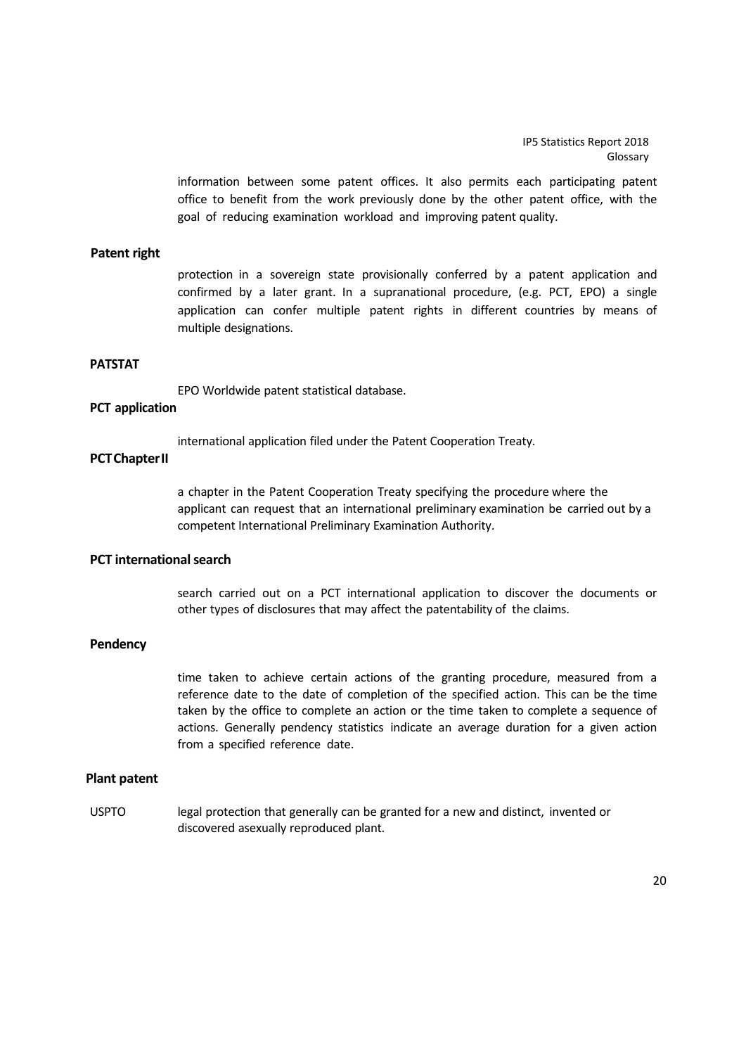information between some patent offices. It also permits each participating patent office to benefit from the work previously done by the other patent office, with the goal of reducing examination workload and improving patent quality.

**Patent right**

protection in a sovereign state provisionally conferred by a patent application and confirmed by a later grant. In a supranational procedure, (e.g. PCT, EPO) a single application can confer multiple patent rights in different countries by means of multiple designations.

**PATSTAT**

EPO Worldwide patent statistical database.

**PCT application**

international application filed under the Patent Cooperation Treaty.

**PCT Chapter II**

a chapter in the Patent Cooperation Treaty specifying the procedure where the applicant can request that an international preliminary examination be carried out by a competent International Preliminary Examination Authority.

**PCT international search**

search carried out on a PCT international application to discover the documents or other types of disclosures that may affect the patentability of the claims.

**Pendency**

time taken to achieve certain actions of the granting procedure, measured from a reference date to the date of completion of the specified action. This can be the time taken by the office to complete an action or the time taken to complete a sequence of actions. Generally pendency statistics indicate an average duration for a given action from a specified reference date.

**Plant patent**

USPTO legal protection that generally can be granted for a new and distinct, invented or discovered asexually reproduced plant.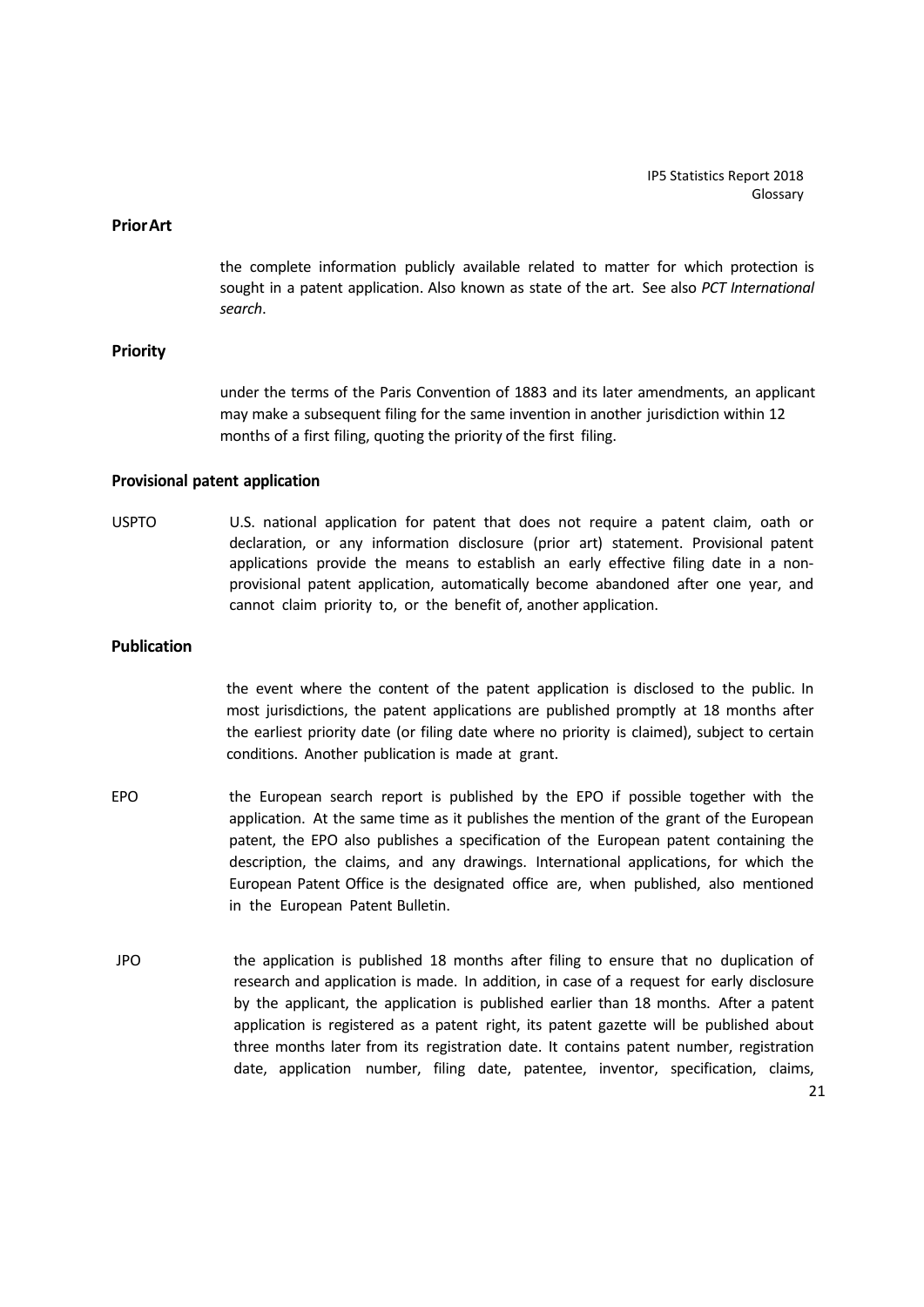**Prior Art**

the complete information publicly available related to matter for which protection is sought in a patent application. Also known as state of the art. See also *PCT International search*.

**Priority**

under the terms of the Paris Convention of 1883 and its later amendments, an applicant may make a subsequent filing for the same invention in another jurisdiction within 12 months of a first filing, quoting the priority of the first filing.

**Provisional patent application**

USPTO U.S. national application for patent that does not require a patent claim, oath or declaration, or any information disclosure (prior art) statement. Provisional patent applications provide the means to establish an early effective filing date in a non-provisional patent application, automatically become abandoned after one year, and cannot claim priority to, or the benefit of, another application.

**Publication**

the event where the content of the patent application is disclosed to the public. In most jurisdictions, the patent applications are published promptly at 18 months after the earliest priority date (or filing date where no priority is claimed), subject to certain conditions. Another publication is made at grant.

EPO the European search report is published by the EPO if possible together with the application. At the same time as it publishes the mention of the grant of the European patent, the EPO also publishes a specification of the European patent containing the description, the claims, and any drawings. International applications, for which the European Patent Office is the designated office are, when published, also mentioned in the European Patent Bulletin.

JPO the application is published 18 months after filing to ensure that no duplication of research and application is made. In addition, in case of a request for early disclosure by the applicant, the application is published earlier than 18 months. After a patent application is registered as a patent right, its patent gazette will be published about three months later from its registration date. It contains patent number, registration date, application number, filing date, patentee, inventor, specification, claims,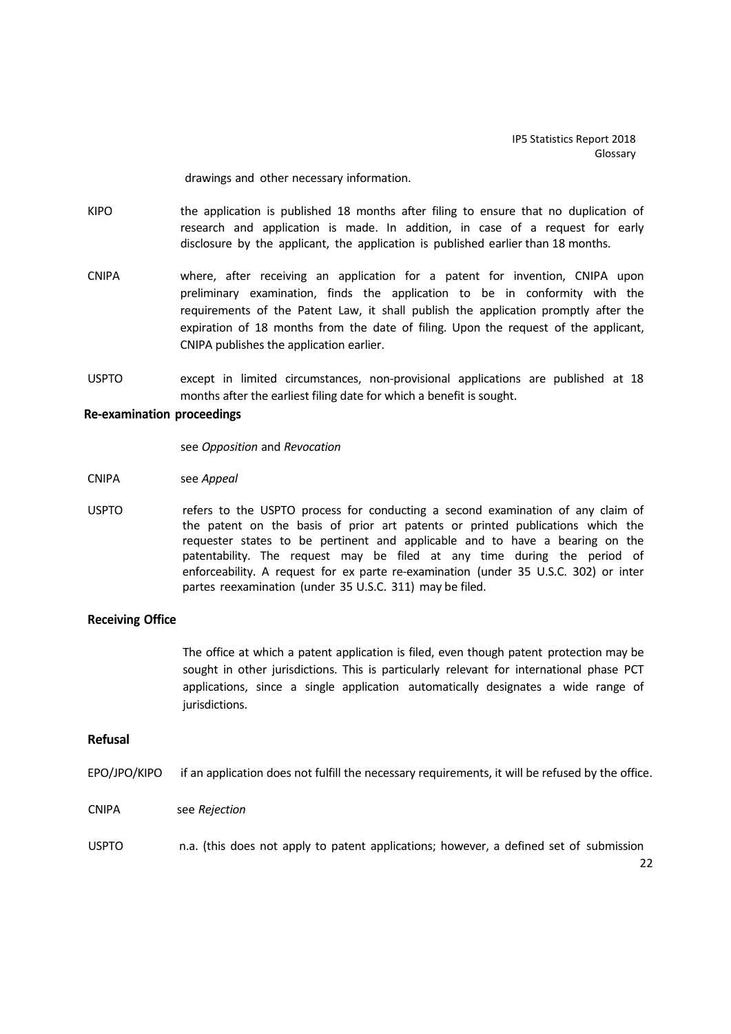drawings and other necessary information.

KIPO the application is published 18 months after filing to ensure that no duplication of research and application is made. In addition, in case of a request for early disclosure by the applicant, the application is published earlier than 18 months.

CNIPA where, after receiving an application for a patent for invention, CNIPA upon preliminary examination, finds the application to be in conformity with the requirements of the Patent Law, it shall publish the application promptly after the expiration of 18 months from the date of filing. Upon the request of the applicant, CNIPA publishes the application earlier.

USPTO except in limited circumstances, non-provisional applications are published at 18 months after the earliest filing date for which a benefit is sought.

**Re-examination proceedings**

see *Opposition* and *Revocation*

CNIPA see *Appeal*

USPTO refers to the USPTO process for conducting a second examination of any claim of the patent on the basis of prior art patents or printed publications which the requester states to be pertinent and applicable and to have a bearing on the patentability. The request may be filed at any time during the period of enforceability. A request for ex parte re-examination (under 35 U.S.C. 302) or inter partes reexamination (under 35 U.S.C. 311) may be filed.

**Receiving Office**

The office at which a patent application is filed, even though patent protection may be sought in other jurisdictions. This is particularly relevant for international phase PCT applications, since a single application automatically designates a wide range of jurisdictions.

**Refusal**

EPO/JPO/KIPO if an application does not fulfill the necessary requirements, it will be refused by the office.

CNIPA see *Rejection*

USPTO n.a. (this does not apply to patent applications; however, a defined set of submission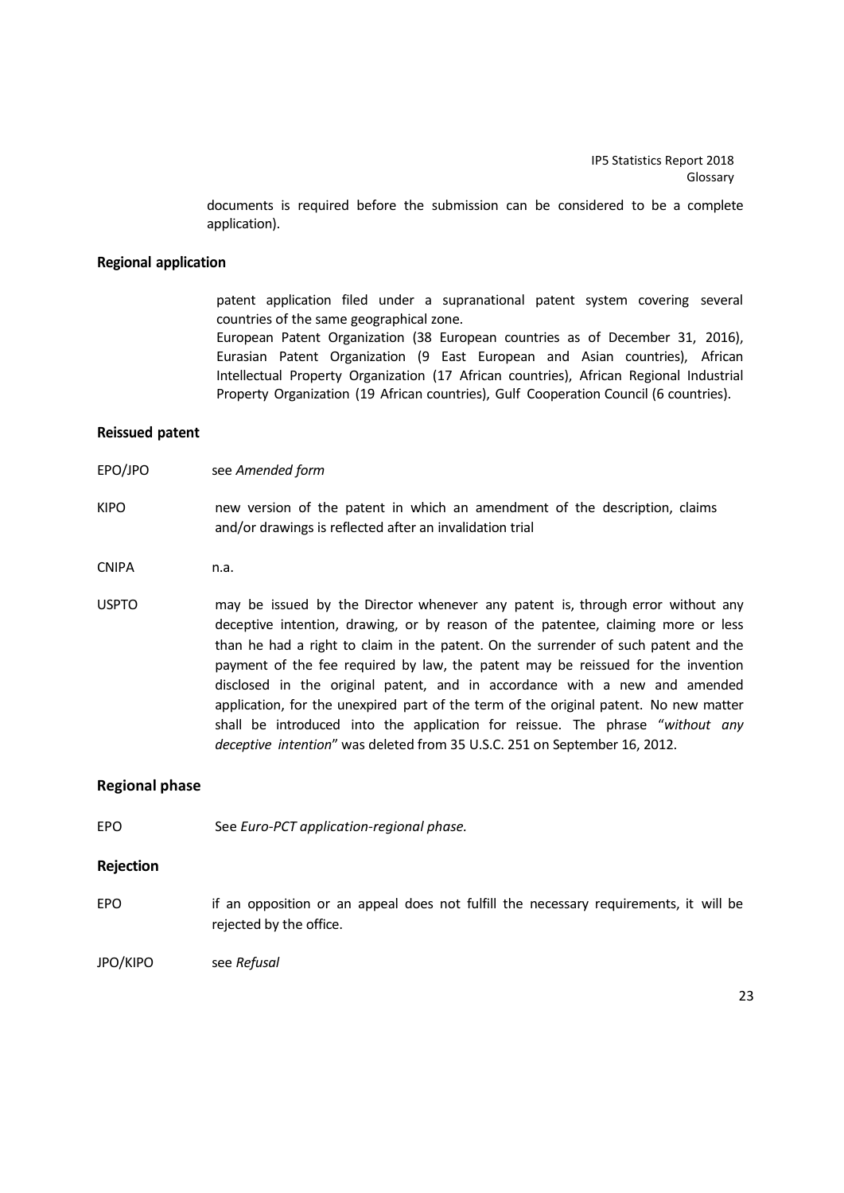documents is required before the submission can be considered to be a complete application).

**Regional application**

patent application filed under a supranational patent system covering several countries of the same geographical zone.
European Patent Organization (38 European countries as of December 31, 2016), Eurasian Patent Organization (9 East European and Asian countries), African Intellectual Property Organization (17 African countries), African Regional Industrial Property Organization (19 African countries), Gulf Cooperation Council (6 countries).

**Reissued patent**

EPO/JPO see *Amended form*

KIPO new version of the patent in which an amendment of the description, claims and/or drawings is reflected after an invalidation trial

CNIPA n.a.

USPTO may be issued by the Director whenever any patent is, through error without any deceptive intention, drawing, or by reason of the patentee, claiming more or less than he had a right to claim in the patent. On the surrender of such patent and the payment of the fee required by law, the patent may be reissued for the invention disclosed in the original patent, and in accordance with a new and amended application, for the unexpired part of the term of the original patent. No new matter shall be introduced into the application for reissue. The phrase "*without any deceptive intention*" was deleted from 35 U.S.C. 251 on September 16, 2012.

**Regional phase**

EPO See *Euro-PCT application-regional phase.*

**Rejection**

EPO if an opposition or an appeal does not fulfill the necessary requirements, it will be rejected by the office.

JPO/KIPO see *Refusal*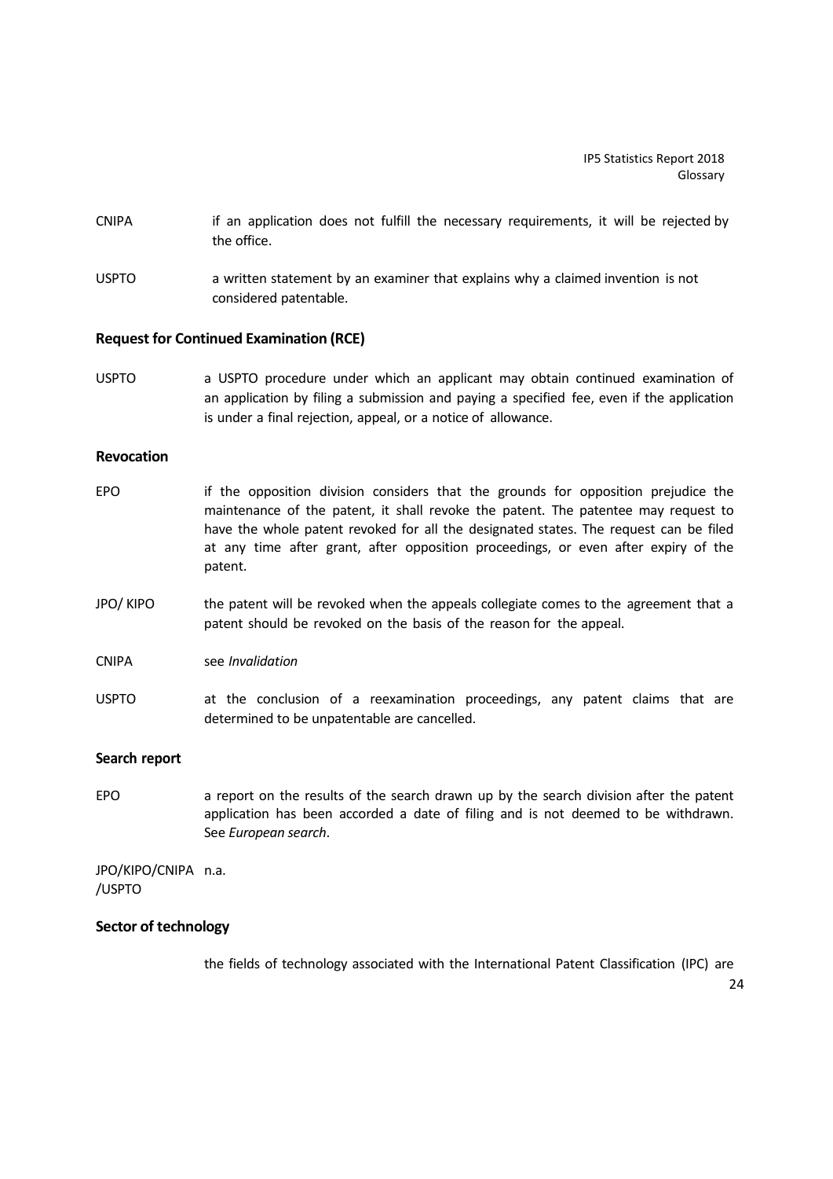CNIPA if an application does not fulfill the necessary requirements, it will be rejected by the office.

USPTO a written statement by an examiner that explains why a claimed invention is not considered patentable.

### Request for Continued Examination (RCE)

USPTO a USPTO procedure under which an applicant may obtain continued examination of an application by filing a submission and paying a specified fee, even if the application is under a final rejection, appeal, or a notice of allowance.

### Revocation

EPO if the opposition division considers that the grounds for opposition prejudice the maintenance of the patent, it shall revoke the patent. The patentee may request to have the whole patent revoked for all the designated states. The request can be filed at any time after grant, after opposition proceedings, or even after expiry of the patent.

JPO/ KIPO the patent will be revoked when the appeals collegiate comes to the agreement that a patent should be revoked on the basis of the reason for the appeal.

CNIPA see *Invalidation*

USPTO at the conclusion of a reexamination proceedings, any patent claims that are determined to be unpatentable are cancelled.

### Search report

EPO a report on the results of the search drawn up by the search division after the patent application has been accorded a date of filing and is not deemed to be withdrawn. See *European search*.

JPO/KIPO/CNIPA /USPTO n.a.

### Sector of technology

the fields of technology associated with the International Patent Classification (IPC) are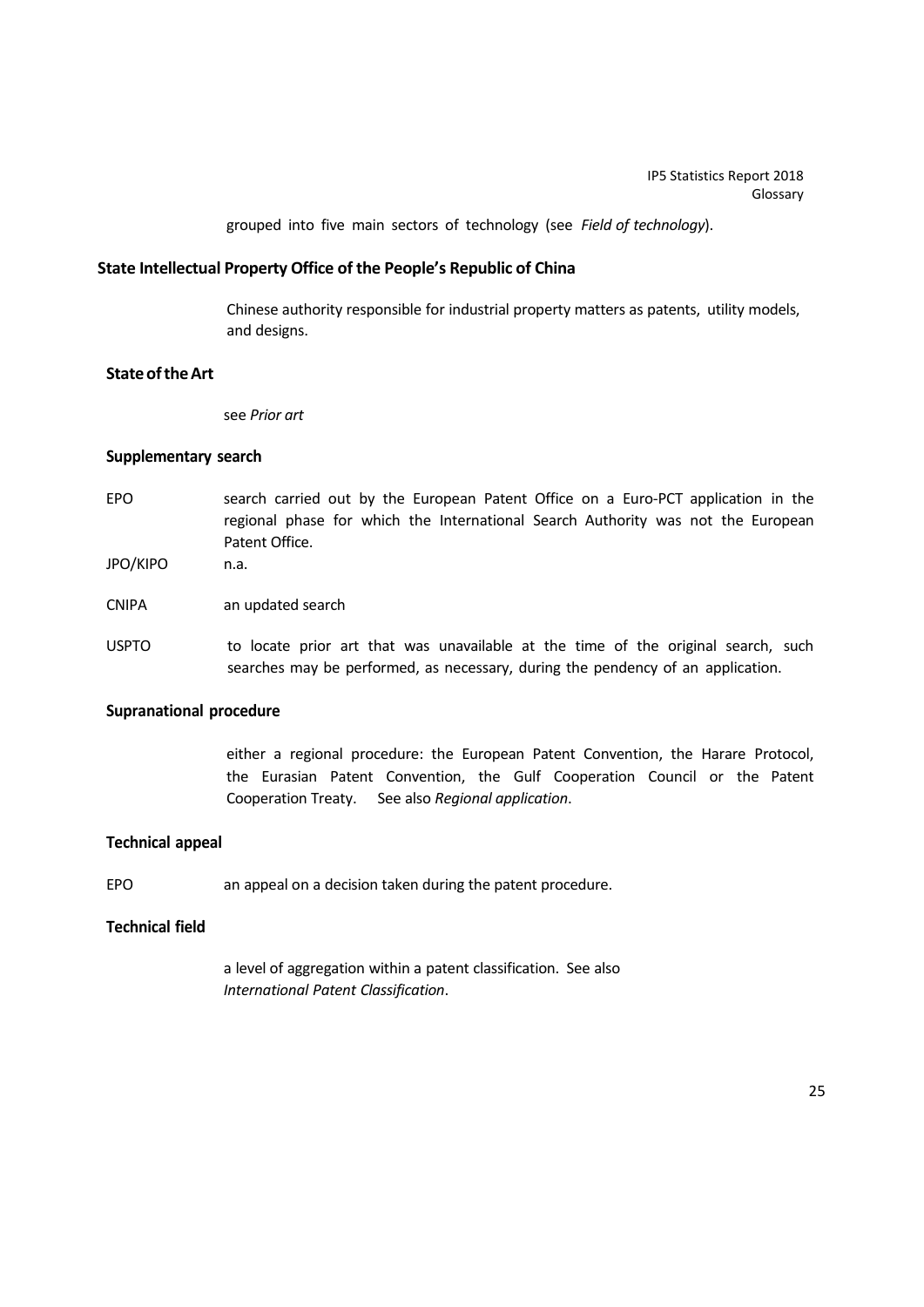grouped into five main sectors of technology (see *Field of technology*).

**State Intellectual Property Office of the People's Republic of China**

Chinese authority responsible for industrial property matters as patents, utility models, and designs.

**State of the Art**

see *Prior art*

**Supplementary search**

EPO — search carried out by the European Patent Office on a Euro-PCT application in the regional phase for which the International Search Authority was not the European Patent Office.

JPO/KIPO — n.a.

CNIPA — an updated search

USPTO — to locate prior art that was unavailable at the time of the original search, such searches may be performed, as necessary, during the pendency of an application.

**Supranational procedure**

either a regional procedure: the European Patent Convention, the Harare Protocol, the Eurasian Patent Convention, the Gulf Cooperation Council or the Patent Cooperation Treaty. See also *Regional application*.

**Technical appeal**

EPO — an appeal on a decision taken during the patent procedure.

**Technical field**

a level of aggregation within a patent classification. See also *International Patent Classification*.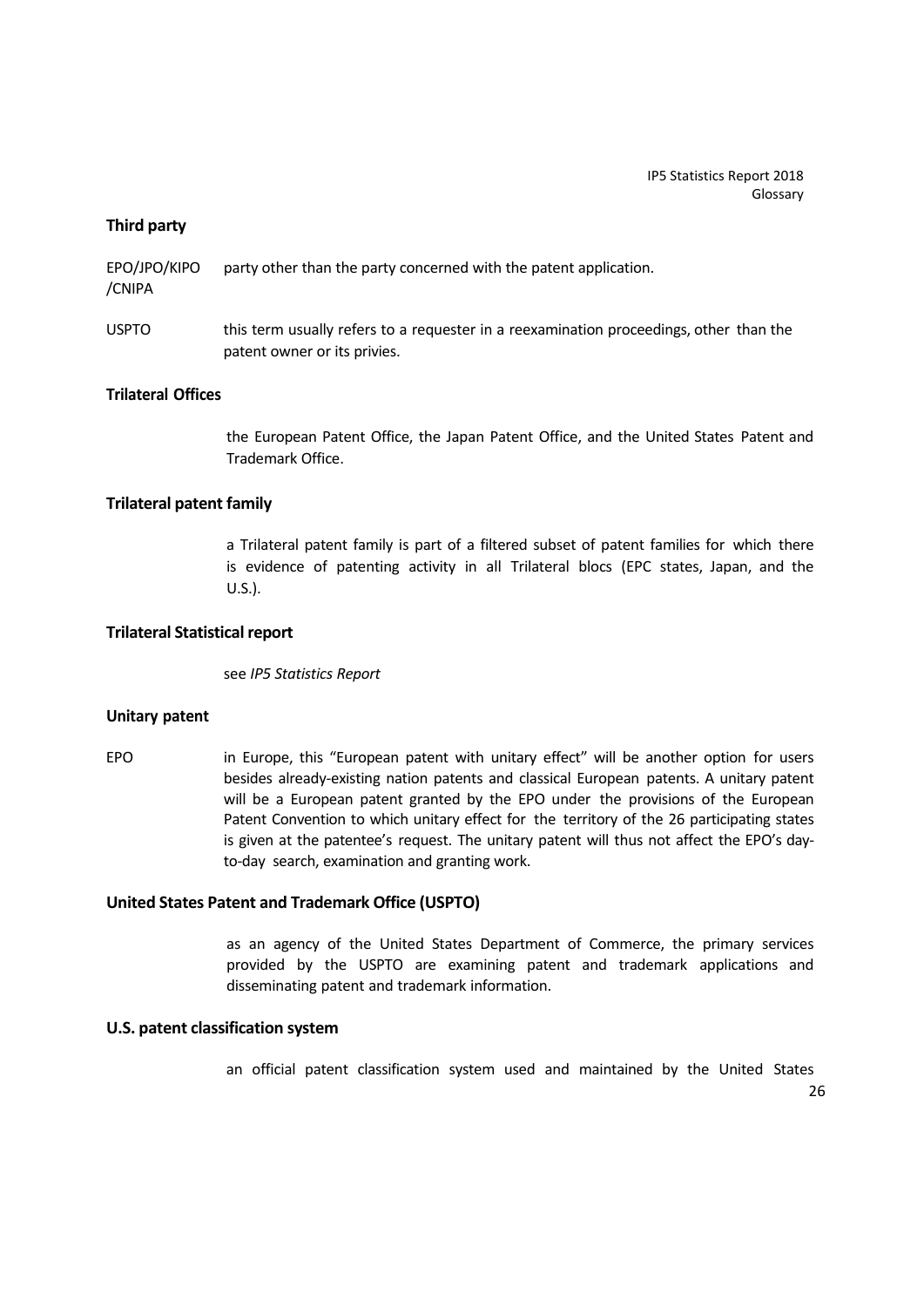**Third party**

EPO/JPO/KIPO /CNIPA party other than the party concerned with the patent application.

USPTO this term usually refers to a requester in a reexamination proceedings, other than the patent owner or its privies.

**Trilateral Offices**

the European Patent Office, the Japan Patent Office, and the United States Patent and Trademark Office.

**Trilateral patent family**

a Trilateral patent family is part of a filtered subset of patent families for which there is evidence of patenting activity in all Trilateral blocs (EPC states, Japan, and the U.S.).

**Trilateral Statistical report**

see *IP5 Statistics Report*

**Unitary patent**

EPO in Europe, this "European patent with unitary effect" will be another option for users besides already-existing nation patents and classical European patents. A unitary patent will be a European patent granted by the EPO under the provisions of the European Patent Convention to which unitary effect for the territory of the 26 participating states is given at the patentee's request. The unitary patent will thus not affect the EPO's day-to-day search, examination and granting work.

**United States Patent and Trademark Office (USPTO)**

as an agency of the United States Department of Commerce, the primary services provided by the USPTO are examining patent and trademark applications and disseminating patent and trademark information.

**U.S. patent classification system**

an official patent classification system used and maintained by the United States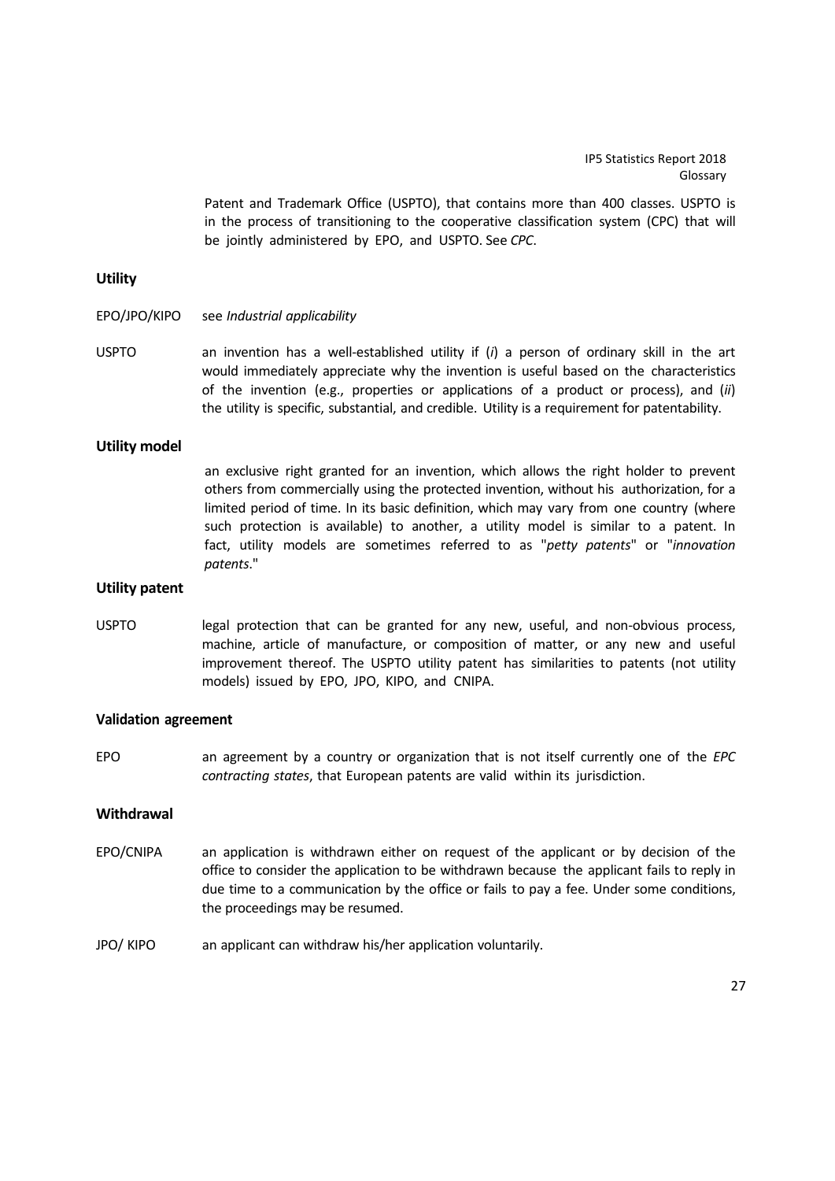Patent and Trademark Office (USPTO), that contains more than 400 classes. USPTO is in the process of transitioning to the cooperative classification system (CPC) that will be jointly administered by EPO, and USPTO. See *CPC*.

## Utility

EPO/JPO/KIPO see *Industrial applicability*

USPTO an invention has a well-established utility if (*i*) a person of ordinary skill in the art would immediately appreciate why the invention is useful based on the characteristics of the invention (e.g., properties or applications of a product or process), and (*ii*) the utility is specific, substantial, and credible. Utility is a requirement for patentability.

## Utility model

an exclusive right granted for an invention, which allows the right holder to prevent others from commercially using the protected invention, without his authorization, for a limited period of time. In its basic definition, which may vary from one country (where such protection is available) to another, a utility model is similar to a patent. In fact, utility models are sometimes referred to as "*petty patents*" or "*innovation patents*."

## Utility patent

USPTO legal protection that can be granted for any new, useful, and non-obvious process, machine, article of manufacture, or composition of matter, or any new and useful improvement thereof. The USPTO utility patent has similarities to patents (not utility models) issued by EPO, JPO, KIPO, and CNIPA.

## Validation agreement

EPO an agreement by a country or organization that is not itself currently one of the *EPC contracting states*, that European patents are valid within its jurisdiction.

## Withdrawal

EPO/CNIPA an application is withdrawn either on request of the applicant or by decision of the office to consider the application to be withdrawn because the applicant fails to reply in due time to a communication by the office or fails to pay a fee. Under some conditions, the proceedings may be resumed.

JPO/ KIPO an applicant can withdraw his/her application voluntarily.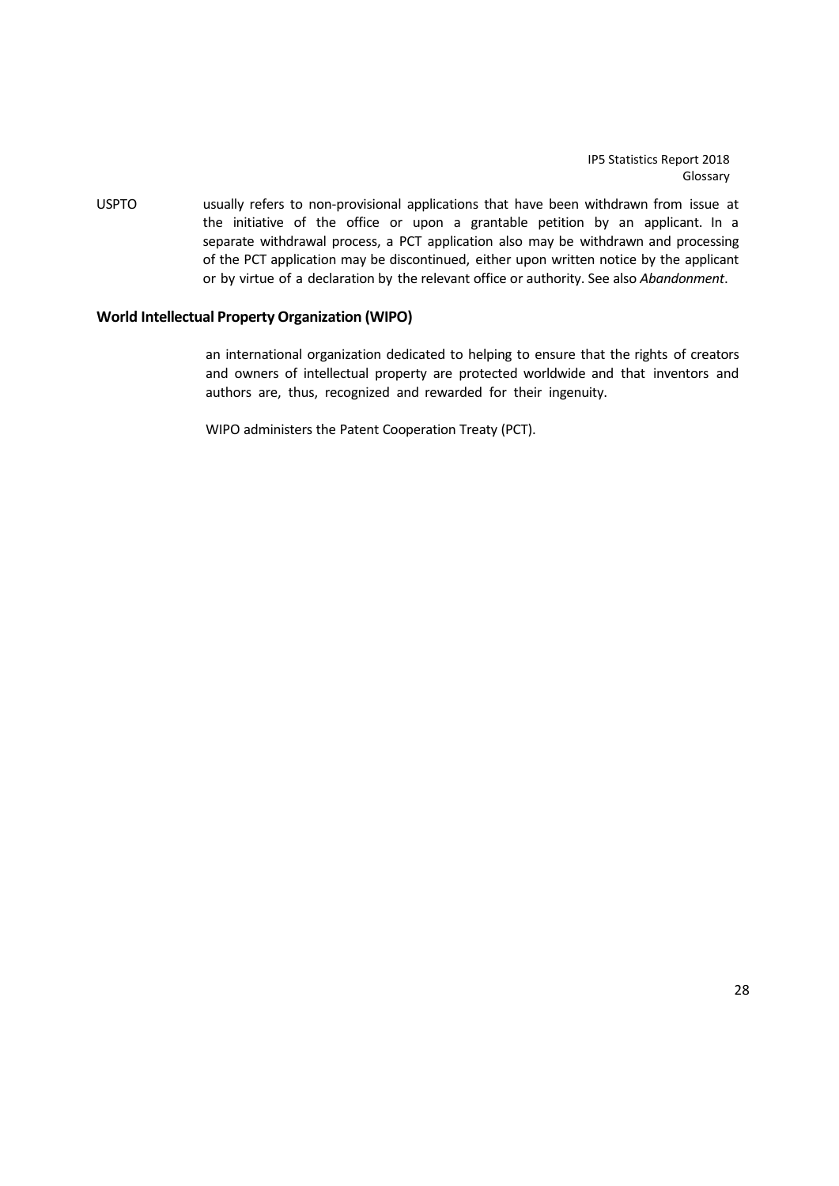USPTO usually refers to non-provisional applications that have been withdrawn from issue at the initiative of the office or upon a grantable petition by an applicant. In a separate withdrawal process, a PCT application also may be withdrawn and processing of the PCT application may be discontinued, either upon written notice by the applicant or by virtue of a declaration by the relevant office or authority. See also *Abandonment*.

**World Intellectual Property Organization (WIPO)**

an international organization dedicated to helping to ensure that the rights of creators and owners of intellectual property are protected worldwide and that inventors and authors are, thus, recognized and rewarded for their ingenuity.

WIPO administers the Patent Cooperation Treaty (PCT).